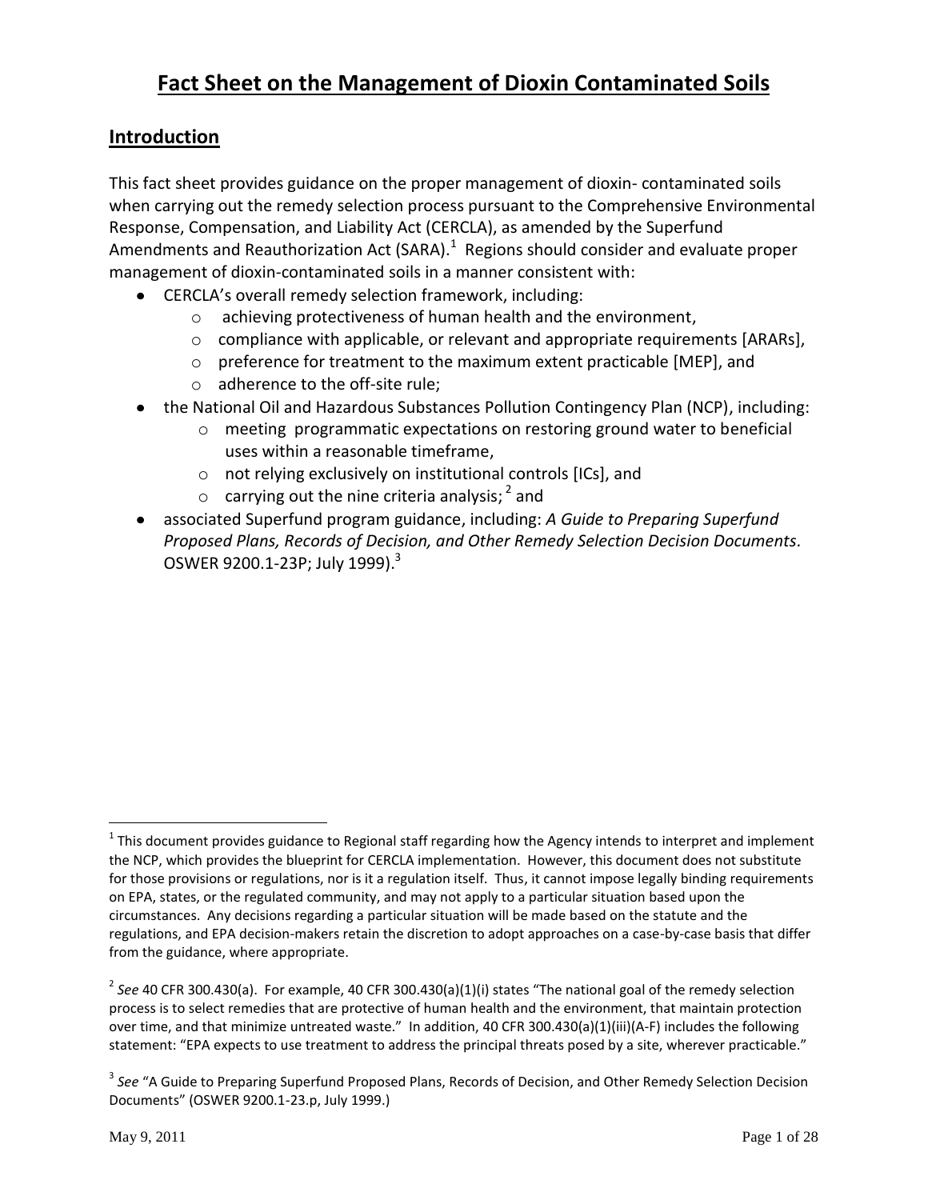# Fact Sheet on the Management of Dioxin Contaminated Soils

## Introduction

This fact sheet provides guidance on the proper management of dioxin- contaminated soils when carrying out the remedy selection process pursuant to the Comprehensive Environmental Response, Compensation, and Liability Act (CERCLA), as amended by the Superfund Amendments and Reauthorization Act (SARA).[1] Regions should consider and evaluate proper management of dioxin-contaminated soils in a manner consistent with:

- CERCLA's overall remedy selection framework, including:
  - achieving protectiveness of human health and the environment,
  - compliance with applicable, or relevant and appropriate requirements [ARARs],
  - preference for treatment to the maximum extent practicable [MEP], and
  - adherence to the off-site rule;
- the National Oil and Hazardous Substances Pollution Contingency Plan (NCP), including:
  - meeting programmatic expectations on restoring ground water to beneficial uses within a reasonable timeframe,
  - not relying exclusively on institutional controls [ICs], and
  - carrying out the nine criteria analysis; [2] and
- associated Superfund program guidance, including: *A Guide to Preparing Superfund Proposed Plans, Records of Decision, and Other Remedy Selection Decision Documents.* OSWER 9200.1-23P; July 1999).[3]

---

[1] This document provides guidance to Regional staff regarding how the Agency intends to interpret and implement the NCP, which provides the blueprint for CERCLA implementation. However, this document does not substitute for those provisions or regulations, nor is it a regulation itself. Thus, it cannot impose legally binding requirements on EPA, states, or the regulated community, and may not apply to a particular situation based upon the circumstances. Any decisions regarding a particular situation will be made based on the statute and the regulations, and EPA decision-makers retain the discretion to adopt approaches on a case-by-case basis that differ from the guidance, where appropriate.

[2] *See* 40 CFR 300.430(a). For example, 40 CFR 300.430(a)(1)(i) states "The national goal of the remedy selection process is to select remedies that are protective of human health and the environment, that maintain protection over time, and that minimize untreated waste." In addition, 40 CFR 300.430(a)(1)(iii)(A-F) includes the following statement: "EPA expects to use treatment to address the principal threats posed by a site, wherever practicable."

[3] *See* "A Guide to Preparing Superfund Proposed Plans, Records of Decision, and Other Remedy Selection Decision Documents" (OSWER 9200.1-23.p, July 1999.)

May 9, 2011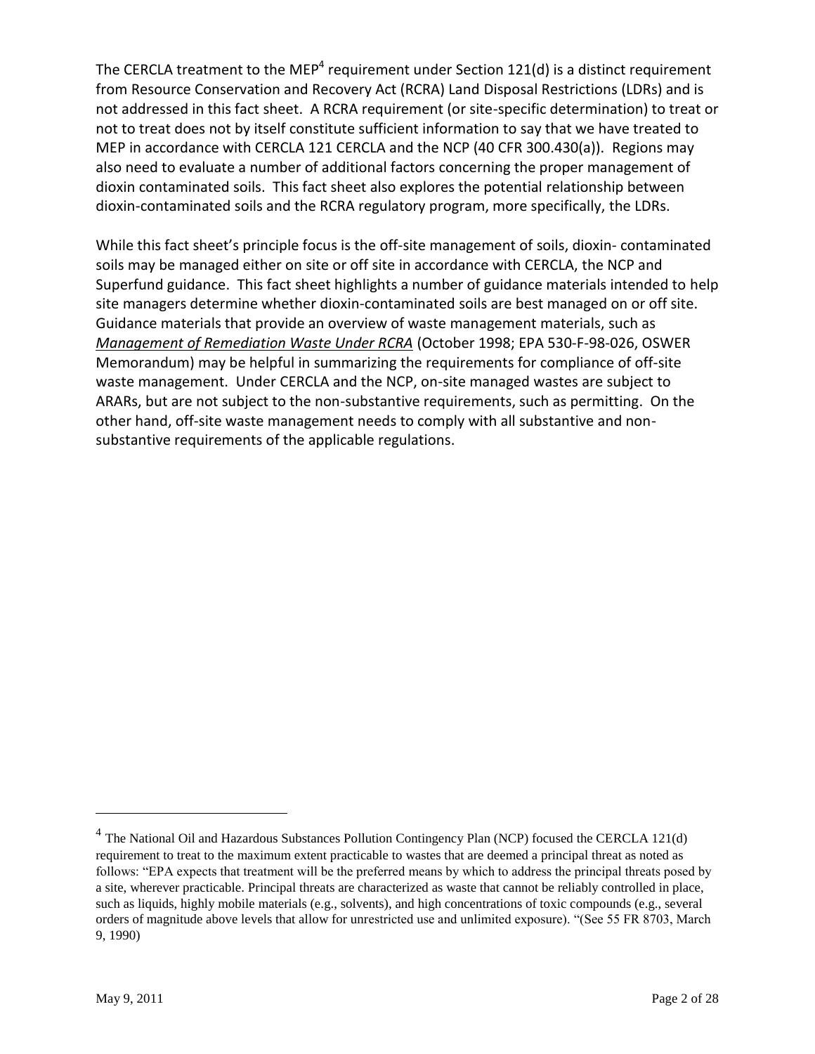The CERCLA treatment to the MEP[4] requirement under Section 121(d) is a distinct requirement from Resource Conservation and Recovery Act (RCRA) Land Disposal Restrictions (LDRs) and is not addressed in this fact sheet. A RCRA requirement (or site-specific determination) to treat or not to treat does not by itself constitute sufficient information to say that we have treated to MEP in accordance with CERCLA 121 CERCLA and the NCP (40 CFR 300.430(a)). Regions may also need to evaluate a number of additional factors concerning the proper management of dioxin contaminated soils. This fact sheet also explores the potential relationship between dioxin-contaminated soils and the RCRA regulatory program, more specifically, the LDRs.

While this fact sheet's principle focus is the off-site management of soils, dioxin- contaminated soils may be managed either on site or off site in accordance with CERCLA, the NCP and Superfund guidance. This fact sheet highlights a number of guidance materials intended to help site managers determine whether dioxin-contaminated soils are best managed on or off site. Guidance materials that provide an overview of waste management materials, such as ***Management of Remediation Waste Under RCRA*** (October 1998; EPA 530-F-98-026, OSWER Memorandum) may be helpful in summarizing the requirements for compliance of off-site waste management. Under CERCLA and the NCP, on-site managed wastes are subject to ARARs, but are not subject to the non-substantive requirements, such as permitting. On the other hand, off-site waste management needs to comply with all substantive and non-substantive requirements of the applicable regulations.

---

[4] The National Oil and Hazardous Substances Pollution Contingency Plan (NCP) focused the CERCLA 121(d) requirement to treat to the maximum extent practicable to wastes that are deemed a principal threat as noted as follows: "EPA expects that treatment will be the preferred means by which to address the principal threats posed by a site, wherever practicable. Principal threats are characterized as waste that cannot be reliably controlled in place, such as liquids, highly mobile materials (e.g., solvents), and high concentrations of toxic compounds (e.g., several orders of magnitude above levels that allow for unrestricted use and unlimited exposure). "(See 55 FR 8703, March 9, 1990)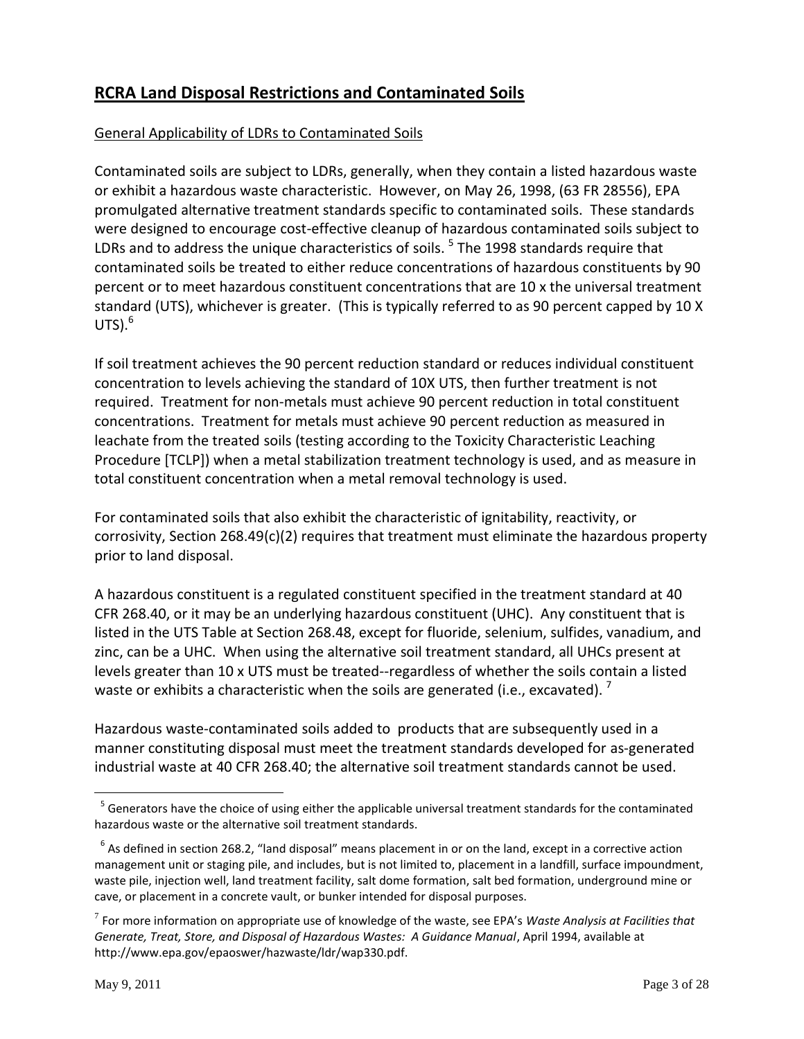## RCRA Land Disposal Restrictions and Contaminated Soils

General Applicability of LDRs to Contaminated Soils

Contaminated soils are subject to LDRs, generally, when they contain a listed hazardous waste or exhibit a hazardous waste characteristic. However, on May 26, 1998, (63 FR 28556), EPA promulgated alternative treatment standards specific to contaminated soils. These standards were designed to encourage cost-effective cleanup of hazardous contaminated soils subject to LDRs and to address the unique characteristics of soils. [5] The 1998 standards require that contaminated soils be treated to either reduce concentrations of hazardous constituents by 90 percent or to meet hazardous constituent concentrations that are 10 x the universal treatment standard (UTS), whichever is greater. (This is typically referred to as 90 percent capped by 10 X UTS).[6]

If soil treatment achieves the 90 percent reduction standard or reduces individual constituent concentration to levels achieving the standard of 10X UTS, then further treatment is not required. Treatment for non-metals must achieve 90 percent reduction in total constituent concentrations. Treatment for metals must achieve 90 percent reduction as measured in leachate from the treated soils (testing according to the Toxicity Characteristic Leaching Procedure [TCLP]) when a metal stabilization treatment technology is used, and as measure in total constituent concentration when a metal removal technology is used.

For contaminated soils that also exhibit the characteristic of ignitability, reactivity, or corrosivity, Section 268.49(c)(2) requires that treatment must eliminate the hazardous property prior to land disposal.

A hazardous constituent is a regulated constituent specified in the treatment standard at 40 CFR 268.40, or it may be an underlying hazardous constituent (UHC). Any constituent that is listed in the UTS Table at Section 268.48, except for fluoride, selenium, sulfides, vanadium, and zinc, can be a UHC. When using the alternative soil treatment standard, all UHCs present at levels greater than 10 x UTS must be treated--regardless of whether the soils contain a listed waste or exhibits a characteristic when the soils are generated (i.e., excavated). [7]

Hazardous waste-contaminated soils added to products that are subsequently used in a manner constituting disposal must meet the treatment standards developed for as-generated industrial waste at 40 CFR 268.40; the alternative soil treatment standards cannot be used.

---

[5] Generators have the choice of using either the applicable universal treatment standards for the contaminated hazardous waste or the alternative soil treatment standards.

[6] As defined in section 268.2, "land disposal" means placement in or on the land, except in a corrective action management unit or staging pile, and includes, but is not limited to, placement in a landfill, surface impoundment, waste pile, injection well, land treatment facility, salt dome formation, salt bed formation, underground mine or cave, or placement in a concrete vault, or bunker intended for disposal purposes.

[7] For more information on appropriate use of knowledge of the waste, see EPA's *Waste Analysis at Facilities that Generate, Treat, Store, and Disposal of Hazardous Wastes: A Guidance Manual*, April 1994, available at http://www.epa.gov/epaoswer/hazwaste/ldr/wap330.pdf.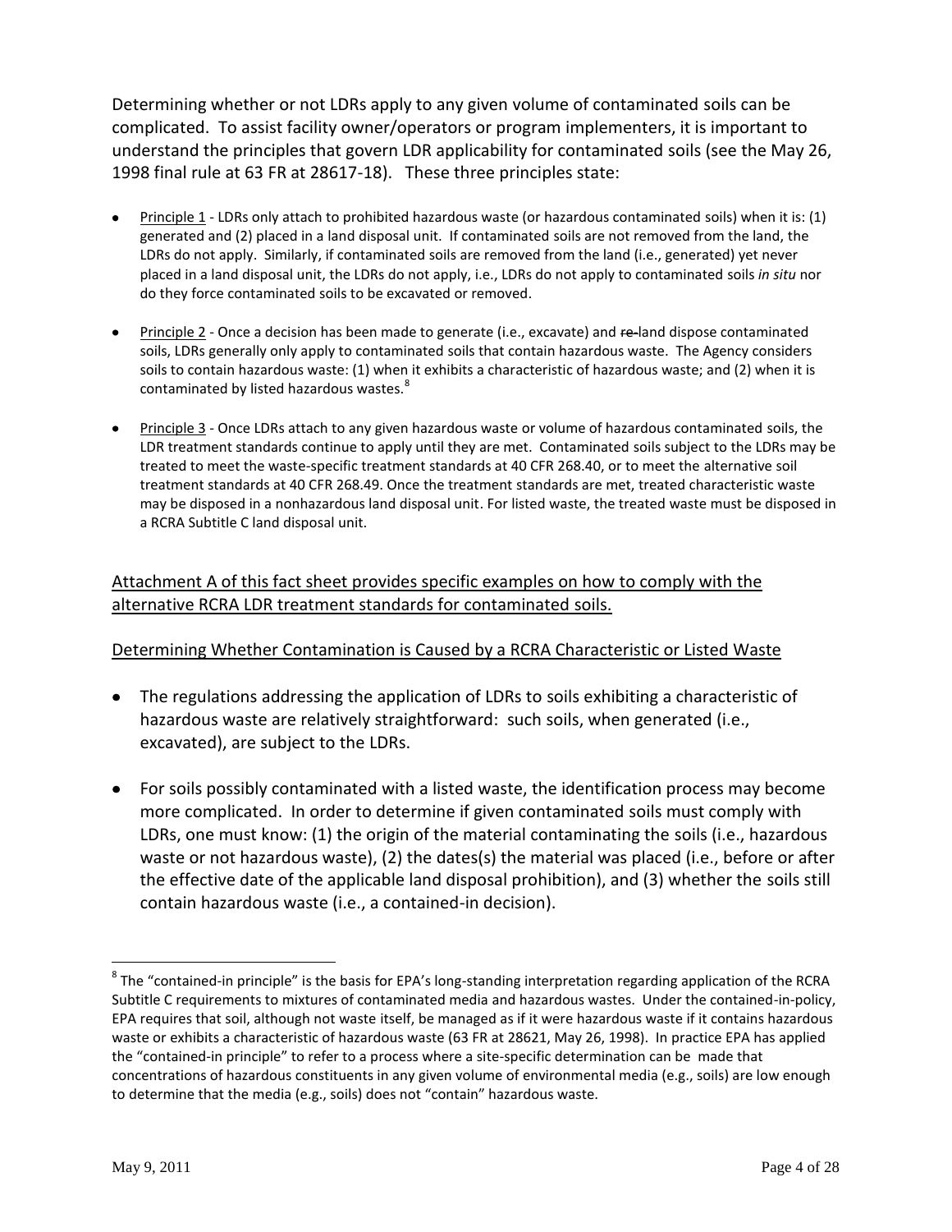Determining whether or not LDRs apply to any given volume of contaminated soils can be complicated. To assist facility owner/operators or program implementers, it is important to understand the principles that govern LDR applicability for contaminated soils (see the May 26, 1998 final rule at 63 FR at 28617-18). These three principles state:

- Principle 1 - LDRs only attach to prohibited hazardous waste (or hazardous contaminated soils) when it is: (1) generated and (2) placed in a land disposal unit. If contaminated soils are not removed from the land, the LDRs do not apply. Similarly, if contaminated soils are removed from the land (i.e., generated) yet never placed in a land disposal unit, the LDRs do not apply, i.e., LDRs do not apply to contaminated soils *in situ* nor do they force contaminated soils to be excavated or removed.

- Principle 2 - Once a decision has been made to generate (i.e., excavate) and ~~re-~~land dispose contaminated soils, LDRs generally only apply to contaminated soils that contain hazardous waste. The Agency considers soils to contain hazardous waste: (1) when it exhibits a characteristic of hazardous waste; and (2) when it is contaminated by listed hazardous wastes.[8]

- Principle 3 - Once LDRs attach to any given hazardous waste or volume of hazardous contaminated soils, the LDR treatment standards continue to apply until they are met. Contaminated soils subject to the LDRs may be treated to meet the waste-specific treatment standards at 40 CFR 268.40, or to meet the alternative soil treatment standards at 40 CFR 268.49. Once the treatment standards are met, treated characteristic waste may be disposed in a nonhazardous land disposal unit. For listed waste, the treated waste must be disposed in a RCRA Subtitle C land disposal unit.

Attachment A of this fact sheet provides specific examples on how to comply with the alternative RCRA LDR treatment standards for contaminated soils.

Determining Whether Contamination is Caused by a RCRA Characteristic or Listed Waste

- The regulations addressing the application of LDRs to soils exhibiting a characteristic of hazardous waste are relatively straightforward: such soils, when generated (i.e., excavated), are subject to the LDRs.

- For soils possibly contaminated with a listed waste, the identification process may become more complicated. In order to determine if given contaminated soils must comply with LDRs, one must know: (1) the origin of the material contaminating the soils (i.e., hazardous waste or not hazardous waste), (2) the dates(s) the material was placed (i.e., before or after the effective date of the applicable land disposal prohibition), and (3) whether the soils still contain hazardous waste (i.e., a contained-in decision).

[8] The "contained-in principle" is the basis for EPA's long-standing interpretation regarding application of the RCRA Subtitle C requirements to mixtures of contaminated media and hazardous wastes. Under the contained-in-policy, EPA requires that soil, although not waste itself, be managed as if it were hazardous waste if it contains hazardous waste or exhibits a characteristic of hazardous waste (63 FR at 28621, May 26, 1998). In practice EPA has applied the "contained-in principle" to refer to a process where a site-specific determination can be made that concentrations of hazardous constituents in any given volume of environmental media (e.g., soils) are low enough to determine that the media (e.g., soils) does not "contain" hazardous waste.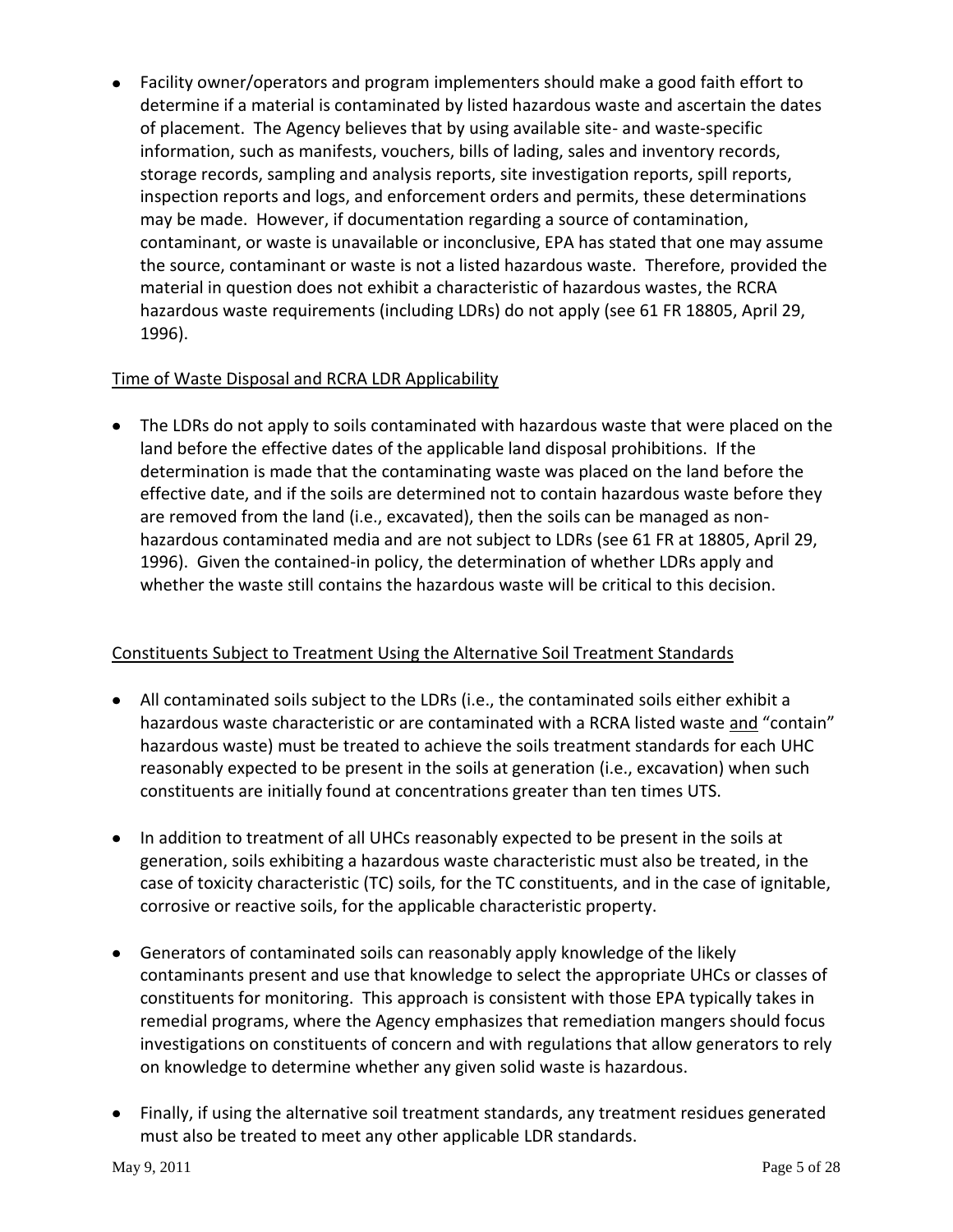- Facility owner/operators and program implementers should make a good faith effort to determine if a material is contaminated by listed hazardous waste and ascertain the dates of placement. The Agency believes that by using available site- and waste-specific information, such as manifests, vouchers, bills of lading, sales and inventory records, storage records, sampling and analysis reports, site investigation reports, spill reports, inspection reports and logs, and enforcement orders and permits, these determinations may be made. However, if documentation regarding a source of contamination, contaminant, or waste is unavailable or inconclusive, EPA has stated that one may assume the source, contaminant or waste is not a listed hazardous waste. Therefore, provided the material in question does not exhibit a characteristic of hazardous wastes, the RCRA hazardous waste requirements (including LDRs) do not apply (see 61 FR 18805, April 29, 1996).

<u>Time of Waste Disposal and RCRA LDR Applicability</u>

- The LDRs do not apply to soils contaminated with hazardous waste that were placed on the land before the effective dates of the applicable land disposal prohibitions. If the determination is made that the contaminating waste was placed on the land before the effective date, and if the soils are determined not to contain hazardous waste before they are removed from the land (i.e., excavated), then the soils can be managed as non-hazardous contaminated media and are not subject to LDRs (see 61 FR at 18805, April 29, 1996). Given the contained-in policy, the determination of whether LDRs apply and whether the waste still contains the hazardous waste will be critical to this decision.

<u>Constituents Subject to Treatment Using the Alternative Soil Treatment Standards</u>

- All contaminated soils subject to the LDRs (i.e., the contaminated soils either exhibit a hazardous waste characteristic or are contaminated with a RCRA listed waste <u>and</u> "contain" hazardous waste) must be treated to achieve the soils treatment standards for each UHC reasonably expected to be present in the soils at generation (i.e., excavation) when such constituents are initially found at concentrations greater than ten times UTS.

- In addition to treatment of all UHCs reasonably expected to be present in the soils at generation, soils exhibiting a hazardous waste characteristic must also be treated, in the case of toxicity characteristic (TC) soils, for the TC constituents, and in the case of ignitable, corrosive or reactive soils, for the applicable characteristic property.

- Generators of contaminated soils can reasonably apply knowledge of the likely contaminants present and use that knowledge to select the appropriate UHCs or classes of constituents for monitoring. This approach is consistent with those EPA typically takes in remedial programs, where the Agency emphasizes that remediation mangers should focus investigations on constituents of concern and with regulations that allow generators to rely on knowledge to determine whether any given solid waste is hazardous.

- Finally, if using the alternative soil treatment standards, any treatment residues generated must also be treated to meet any other applicable LDR standards.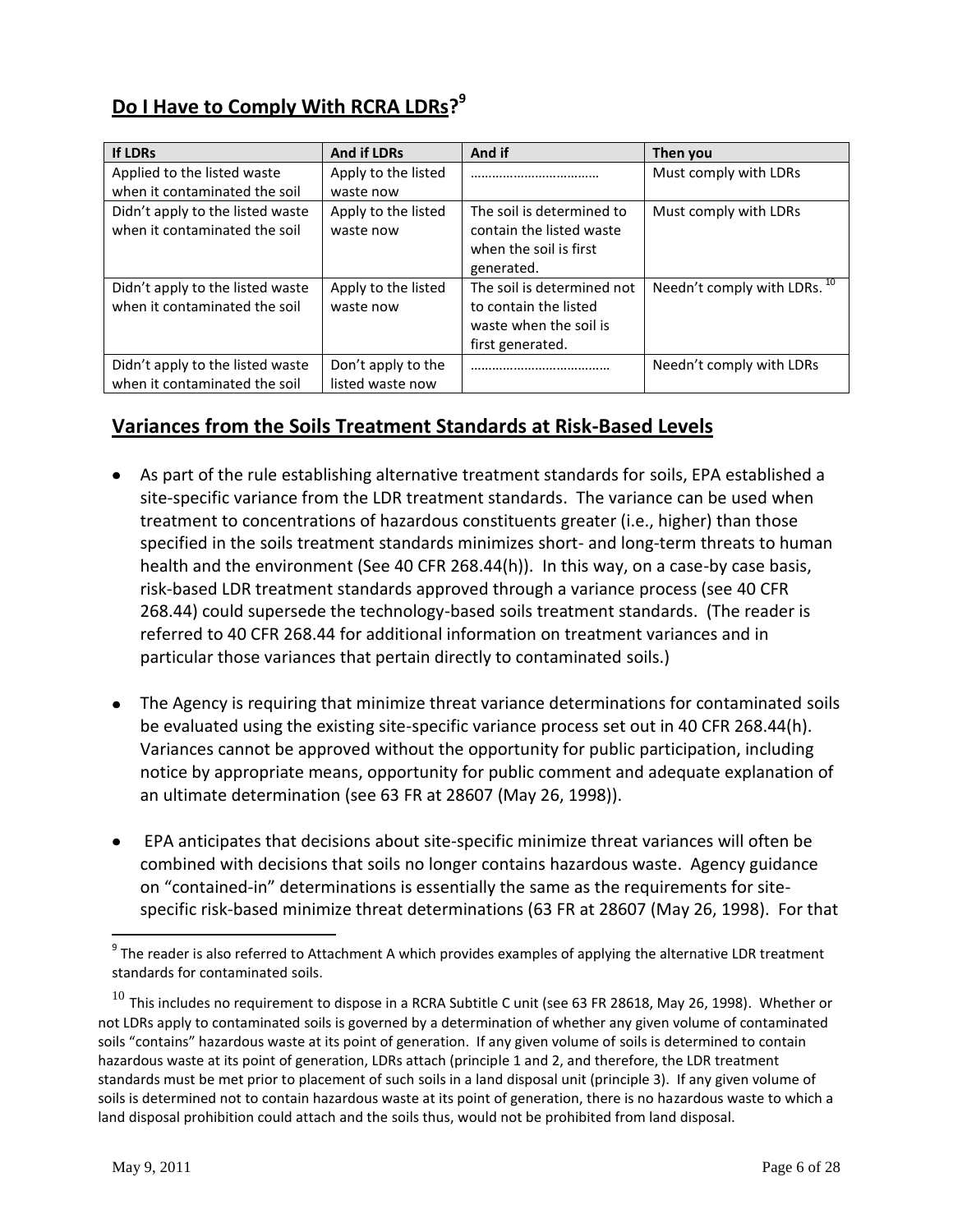## Do I Have to Comply With RCRA LDRs?[9]

| If LDRs | And if LDRs | And if | Then you |
|---|---|---|---|
| Applied to the listed waste when it contaminated the soil | Apply to the listed waste now | ……………………………… | Must comply with LDRs |
| Didn't apply to the listed waste when it contaminated the soil | Apply to the listed waste now | The soil is determined to contain the listed waste when the soil is first generated. | Must comply with LDRs |
| Didn't apply to the listed waste when it contaminated the soil | Apply to the listed waste now | The soil is determined not to contain the listed waste when the soil is first generated. | Needn't comply with LDRs.[10] |
| Didn't apply to the listed waste when it contaminated the soil | Don't apply to the listed waste now | ………………………………… | Needn't comply with LDRs |

## Variances from the Soils Treatment Standards at Risk-Based Levels

- As part of the rule establishing alternative treatment standards for soils, EPA established a site-specific variance from the LDR treatment standards. The variance can be used when treatment to concentrations of hazardous constituents greater (i.e., higher) than those specified in the soils treatment standards minimizes short- and long-term threats to human health and the environment (See 40 CFR 268.44(h)). In this way, on a case-by case basis, risk-based LDR treatment standards approved through a variance process (see 40 CFR 268.44) could supersede the technology-based soils treatment standards. (The reader is referred to 40 CFR 268.44 for additional information on treatment variances and in particular those variances that pertain directly to contaminated soils.)

- The Agency is requiring that minimize threat variance determinations for contaminated soils be evaluated using the existing site-specific variance process set out in 40 CFR 268.44(h). Variances cannot be approved without the opportunity for public participation, including notice by appropriate means, opportunity for public comment and adequate explanation of an ultimate determination (see 63 FR at 28607 (May 26, 1998)).

- EPA anticipates that decisions about site-specific minimize threat variances will often be combined with decisions that soils no longer contains hazardous waste. Agency guidance on "contained-in" determinations is essentially the same as the requirements for site-specific risk-based minimize threat determinations (63 FR at 28607 (May 26, 1998). For that

---

[9] The reader is also referred to Attachment A which provides examples of applying the alternative LDR treatment standards for contaminated soils.

[10] This includes no requirement to dispose in a RCRA Subtitle C unit (see 63 FR 28618, May 26, 1998). Whether or not LDRs apply to contaminated soils is governed by a determination of whether any given volume of contaminated soils "contains" hazardous waste at its point of generation. If any given volume of soils is determined to contain hazardous waste at its point of generation, LDRs attach (principle 1 and 2, and therefore, the LDR treatment standards must be met prior to placement of such soils in a land disposal unit (principle 3). If any given volume of soils is determined not to contain hazardous waste at its point of generation, there is no hazardous waste to which a land disposal prohibition could attach and the soils thus, would not be prohibited from land disposal.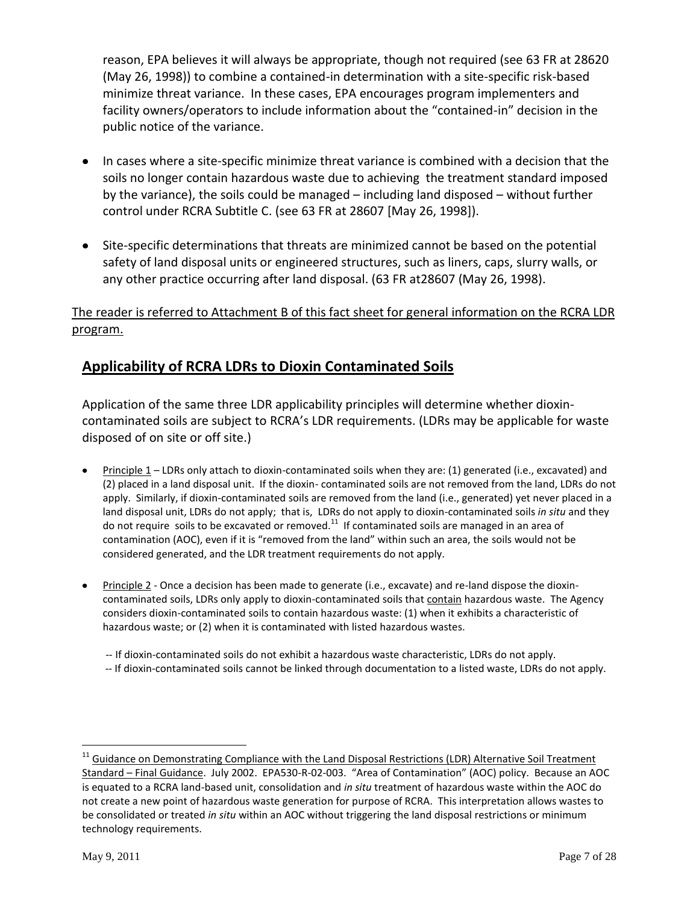reason, EPA believes it will always be appropriate, though not required (see 63 FR at 28620 (May 26, 1998)) to combine a contained-in determination with a site-specific risk-based minimize threat variance. In these cases, EPA encourages program implementers and facility owners/operators to include information about the "contained-in" decision in the public notice of the variance.

- In cases where a site-specific minimize threat variance is combined with a decision that the soils no longer contain hazardous waste due to achieving the treatment standard imposed by the variance), the soils could be managed – including land disposed – without further control under RCRA Subtitle C. (see 63 FR at 28607 [May 26, 1998]).

- Site-specific determinations that threats are minimized cannot be based on the potential safety of land disposal units or engineered structures, such as liners, caps, slurry walls, or any other practice occurring after land disposal. (63 FR at28607 (May 26, 1998).

<u>The reader is referred to Attachment B of this fact sheet for general information on the RCRA LDR program.</u>

## Applicability of RCRA LDRs to Dioxin Contaminated Soils

Application of the same three LDR applicability principles will determine whether dioxin-contaminated soils are subject to RCRA's LDR requirements. (LDRs may be applicable for waste disposed of on site or off site.)

- <u>Principle 1</u> – LDRs only attach to dioxin-contaminated soils when they are: (1) generated (i.e., excavated) and (2) placed in a land disposal unit. If the dioxin- contaminated soils are not removed from the land, LDRs do not apply. Similarly, if dioxin-contaminated soils are removed from the land (i.e., generated) yet never placed in a land disposal unit, LDRs do not apply; that is, LDRs do not apply to dioxin-contaminated soils *in situ* and they do not require soils to be excavated or removed.[11] If contaminated soils are managed in an area of contamination (AOC), even if it is "removed from the land" within such an area, the soils would not be considered generated, and the LDR treatment requirements do not apply.

- <u>Principle 2</u> - Once a decision has been made to generate (i.e., excavate) and re-land dispose the dioxin-contaminated soils, LDRs only apply to dioxin-contaminated soils that <u>contain</u> hazardous waste. The Agency considers dioxin-contaminated soils to contain hazardous waste: (1) when it exhibits a characteristic of hazardous waste; or (2) when it is contaminated with listed hazardous wastes.

  -- If dioxin-contaminated soils do not exhibit a hazardous waste characteristic, LDRs do not apply.
  -- If dioxin-contaminated soils cannot be linked through documentation to a listed waste, LDRs do not apply.

---

[11] <u>Guidance on Demonstrating Compliance with the Land Disposal Restrictions (LDR) Alternative Soil Treatment Standard – Final Guidance</u>. July 2002. EPA530-R-02-003. "Area of Contamination" (AOC) policy. Because an AOC is equated to a RCRA land-based unit, consolidation and *in situ* treatment of hazardous waste within the AOC do not create a new point of hazardous waste generation for purpose of RCRA. This interpretation allows wastes to be consolidated or treated *in situ* within an AOC without triggering the land disposal restrictions or minimum technology requirements.

May 9, 2011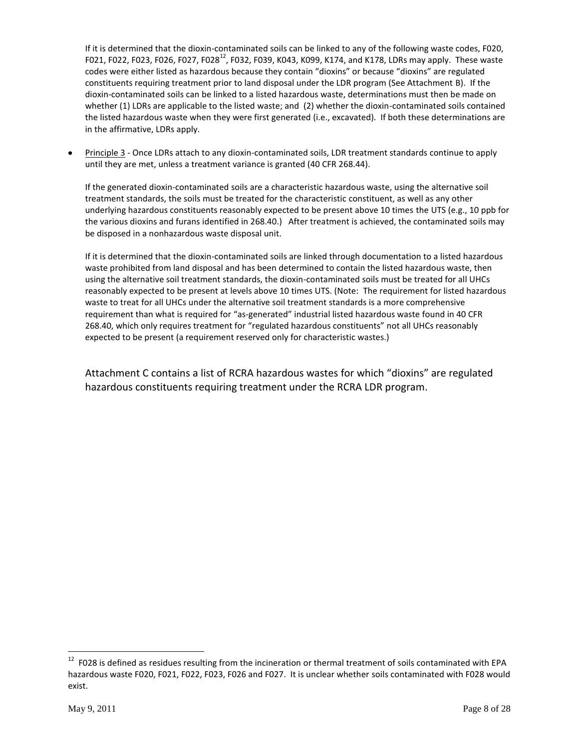If it is determined that the dioxin-contaminated soils can be linked to any of the following waste codes, F020, F021, F022, F023, F026, F027, F028[12], F032, F039, K043, K099, K174, and K178, LDRs may apply. These waste codes were either listed as hazardous because they contain "dioxins" or because "dioxins" are regulated constituents requiring treatment prior to land disposal under the LDR program (See Attachment B). If the dioxin-contaminated soils can be linked to a listed hazardous waste, determinations must then be made on whether (1) LDRs are applicable to the listed waste; and (2) whether the dioxin-contaminated soils contained the listed hazardous waste when they were first generated (i.e., excavated). If both these determinations are in the affirmative, LDRs apply.

- Principle 3 - Once LDRs attach to any dioxin-contaminated soils, LDR treatment standards continue to apply until they are met, unless a treatment variance is granted (40 CFR 268.44).

  If the generated dioxin-contaminated soils are a characteristic hazardous waste, using the alternative soil treatment standards, the soils must be treated for the characteristic constituent, as well as any other underlying hazardous constituents reasonably expected to be present above 10 times the UTS (e.g., 10 ppb for the various dioxins and furans identified in 268.40.) After treatment is achieved, the contaminated soils may be disposed in a nonhazardous waste disposal unit.

  If it is determined that the dioxin-contaminated soils are linked through documentation to a listed hazardous waste prohibited from land disposal and has been determined to contain the listed hazardous waste, then using the alternative soil treatment standards, the dioxin-contaminated soils must be treated for all UHCs reasonably expected to be present at levels above 10 times UTS. (Note: The requirement for listed hazardous waste to treat for all UHCs under the alternative soil treatment standards is a more comprehensive requirement than what is required for "as-generated" industrial listed hazardous waste found in 40 CFR 268.40, which only requires treatment for "regulated hazardous constituents" not all UHCs reasonably expected to be present (a requirement reserved only for characteristic wastes.)

Attachment C contains a list of RCRA hazardous wastes for which "dioxins" are regulated hazardous constituents requiring treatment under the RCRA LDR program.

[12] F028 is defined as residues resulting from the incineration or thermal treatment of soils contaminated with EPA hazardous waste F020, F021, F022, F023, F026 and F027. It is unclear whether soils contaminated with F028 would exist.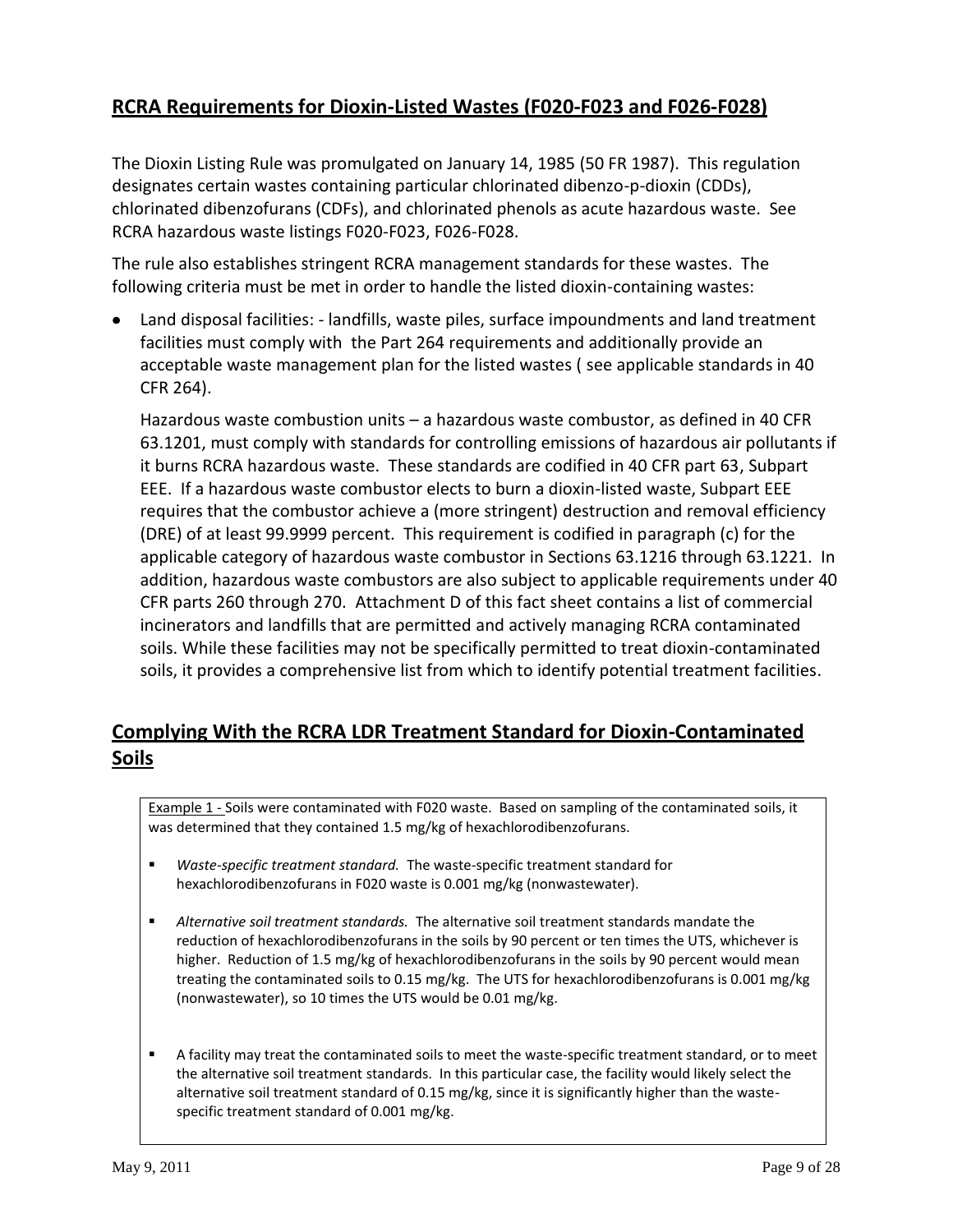## RCRA Requirements for Dioxin-Listed Wastes (F020-F023 and F026-F028)

The Dioxin Listing Rule was promulgated on January 14, 1985 (50 FR 1987). This regulation designates certain wastes containing particular chlorinated dibenzo-p-dioxin (CDDs), chlorinated dibenzofurans (CDFs), and chlorinated phenols as acute hazardous waste. See RCRA hazardous waste listings F020-F023, F026-F028.

The rule also establishes stringent RCRA management standards for these wastes. The following criteria must be met in order to handle the listed dioxin-containing wastes:

- Land disposal facilities: - landfills, waste piles, surface impoundments and land treatment facilities must comply with the Part 264 requirements and additionally provide an acceptable waste management plan for the listed wastes ( see applicable standards in 40 CFR 264).

  Hazardous waste combustion units – a hazardous waste combustor, as defined in 40 CFR 63.1201, must comply with standards for controlling emissions of hazardous air pollutants if it burns RCRA hazardous waste. These standards are codified in 40 CFR part 63, Subpart EEE. If a hazardous waste combustor elects to burn a dioxin-listed waste, Subpart EEE requires that the combustor achieve a (more stringent) destruction and removal efficiency (DRE) of at least 99.9999 percent. This requirement is codified in paragraph (c) for the applicable category of hazardous waste combustor in Sections 63.1216 through 63.1221. In addition, hazardous waste combustors are also subject to applicable requirements under 40 CFR parts 260 through 270. Attachment D of this fact sheet contains a list of commercial incinerators and landfills that are permitted and actively managing RCRA contaminated soils. While these facilities may not be specifically permitted to treat dioxin-contaminated soils, it provides a comprehensive list from which to identify potential treatment facilities.

## Complying With the RCRA LDR Treatment Standard for Dioxin-Contaminated Soils

Example 1 - Soils were contaminated with F020 waste. Based on sampling of the contaminated soils, it was determined that they contained 1.5 mg/kg of hexachlorodibenzofurans.

- *Waste-specific treatment standard.* The waste-specific treatment standard for hexachlorodibenzofurans in F020 waste is 0.001 mg/kg (nonwastewater).
- *Alternative soil treatment standards.* The alternative soil treatment standards mandate the reduction of hexachlorodibenzofurans in the soils by 90 percent or ten times the UTS, whichever is higher. Reduction of 1.5 mg/kg of hexachlorodibenzofurans in the soils by 90 percent would mean treating the contaminated soils to 0.15 mg/kg. The UTS for hexachlorodibenzofurans is 0.001 mg/kg (nonwastewater), so 10 times the UTS would be 0.01 mg/kg.
- A facility may treat the contaminated soils to meet the waste-specific treatment standard, or to meet the alternative soil treatment standards. In this particular case, the facility would likely select the alternative soil treatment standard of 0.15 mg/kg, since it is significantly higher than the waste-specific treatment standard of 0.001 mg/kg.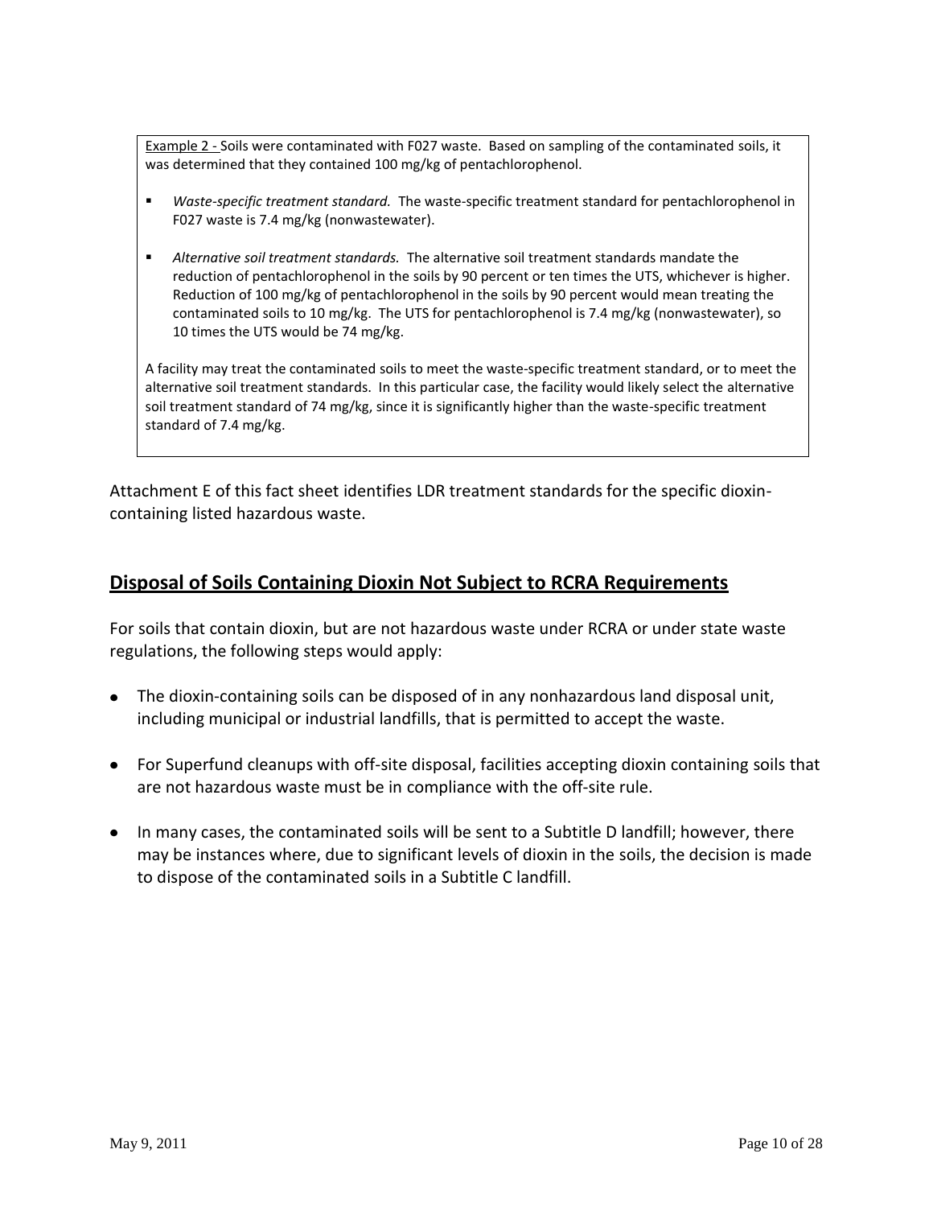<u>Example 2 -</u> Soils were contaminated with F027 waste. Based on sampling of the contaminated soils, it was determined that they contained 100 mg/kg of pentachlorophenol.

- *Waste-specific treatment standard.* The waste-specific treatment standard for pentachlorophenol in F027 waste is 7.4 mg/kg (nonwastewater).

- *Alternative soil treatment standards.* The alternative soil treatment standards mandate the reduction of pentachlorophenol in the soils by 90 percent or ten times the UTS, whichever is higher. Reduction of 100 mg/kg of pentachlorophenol in the soils by 90 percent would mean treating the contaminated soils to 10 mg/kg. The UTS for pentachlorophenol is 7.4 mg/kg (nonwastewater), so 10 times the UTS would be 74 mg/kg.

A facility may treat the contaminated soils to meet the waste-specific treatment standard, or to meet the alternative soil treatment standards. In this particular case, the facility would likely select the alternative soil treatment standard of 74 mg/kg, since it is significantly higher than the waste-specific treatment standard of 7.4 mg/kg.

Attachment E of this fact sheet identifies LDR treatment standards for the specific dioxin-containing listed hazardous waste.

## Disposal of Soils Containing Dioxin Not Subject to RCRA Requirements

For soils that contain dioxin, but are not hazardous waste under RCRA or under state waste regulations, the following steps would apply:

- The dioxin-containing soils can be disposed of in any nonhazardous land disposal unit, including municipal or industrial landfills, that is permitted to accept the waste.
- For Superfund cleanups with off-site disposal, facilities accepting dioxin containing soils that are not hazardous waste must be in compliance with the off-site rule.
- In many cases, the contaminated soils will be sent to a Subtitle D landfill; however, there may be instances where, due to significant levels of dioxin in the soils, the decision is made to dispose of the contaminated soils in a Subtitle C landfill.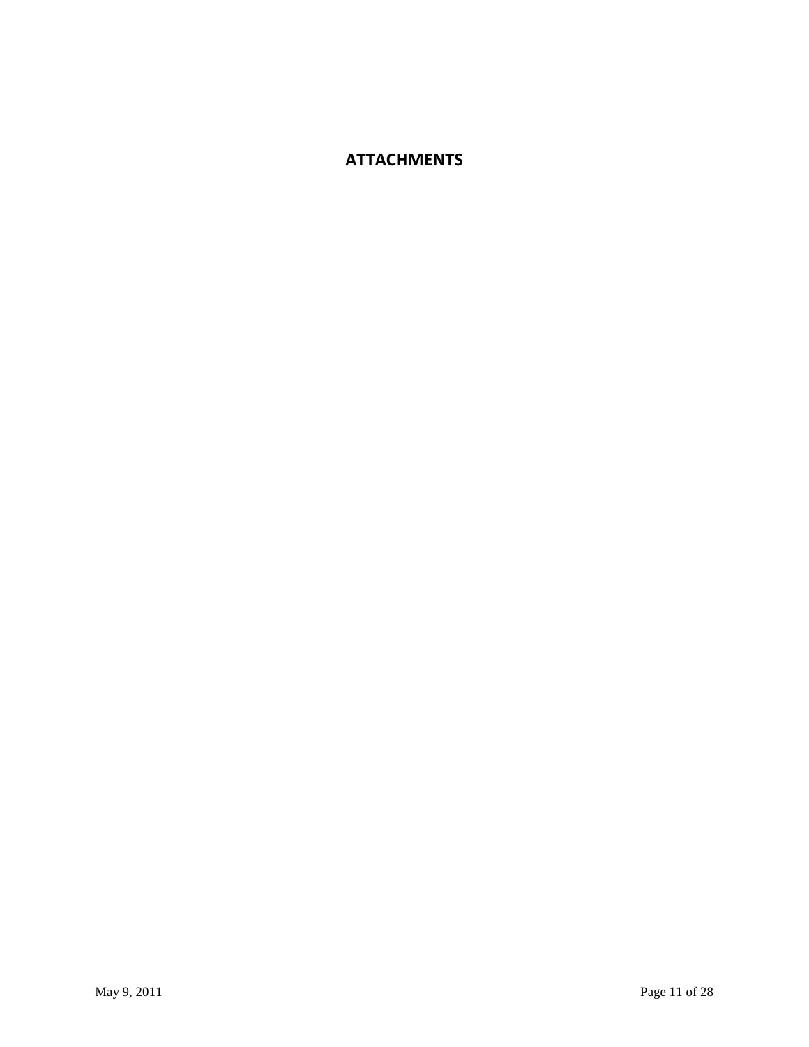# ATTACHMENTS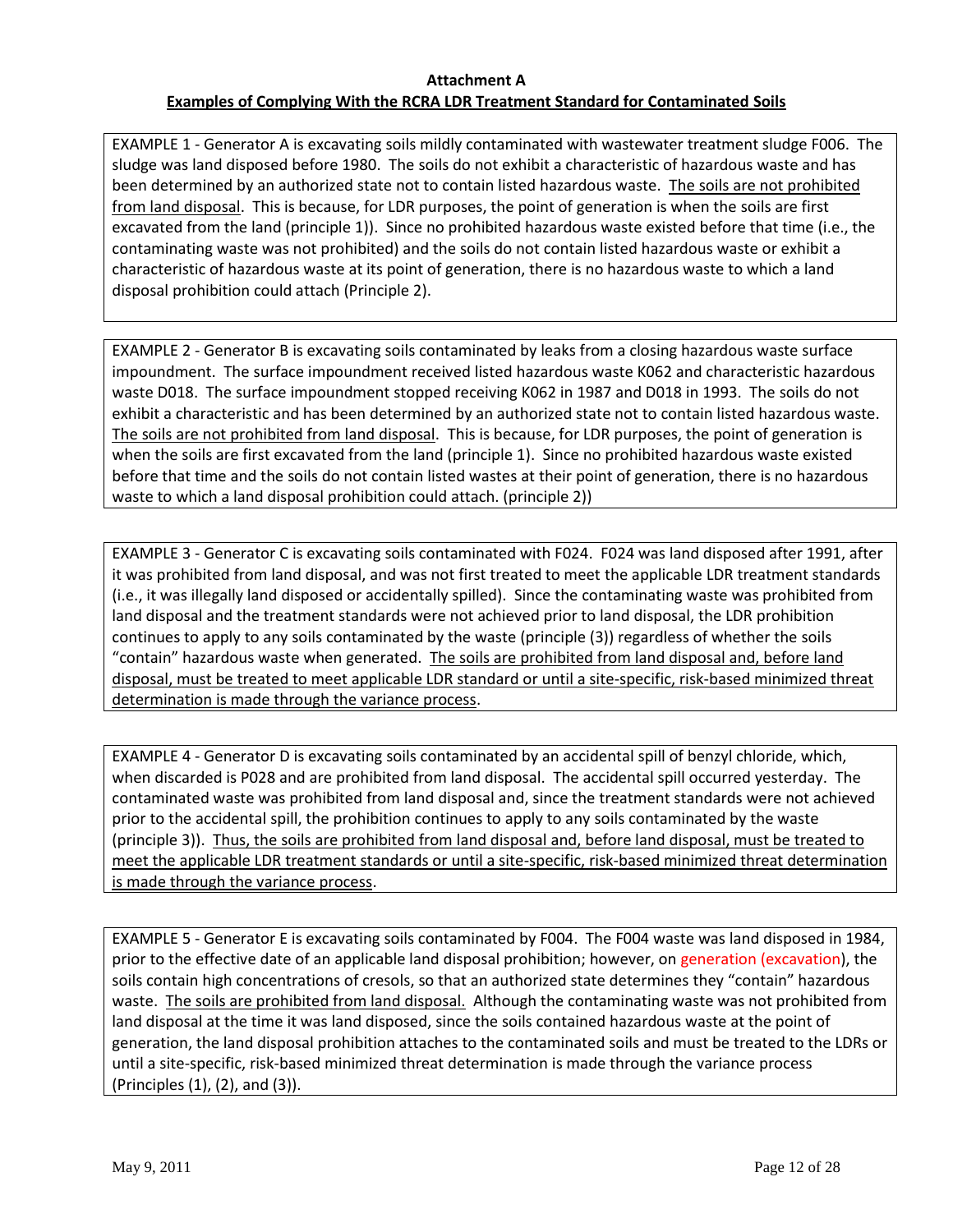**Attachment A**

**Examples of Complying With the RCRA LDR Treatment Standard for Contaminated Soils**

EXAMPLE 1 - Generator A is excavating soils mildly contaminated with wastewater treatment sludge F006. The sludge was land disposed before 1980. The soils do not exhibit a characteristic of hazardous waste and has been determined by an authorized state not to contain listed hazardous waste. <u>The soils are not prohibited from land disposal</u>. This is because, for LDR purposes, the point of generation is when the soils are first excavated from the land (principle 1)). Since no prohibited hazardous waste existed before that time (i.e., the contaminating waste was not prohibited) and the soils do not contain listed hazardous waste or exhibit a characteristic of hazardous waste at its point of generation, there is no hazardous waste to which a land disposal prohibition could attach (Principle 2).

EXAMPLE 2 - Generator B is excavating soils contaminated by leaks from a closing hazardous waste surface impoundment. The surface impoundment received listed hazardous waste K062 and characteristic hazardous waste D018. The surface impoundment stopped receiving K062 in 1987 and D018 in 1993. The soils do not exhibit a characteristic and has been determined by an authorized state not to contain listed hazardous waste. <u>The soils are not prohibited from land disposal</u>. This is because, for LDR purposes, the point of generation is when the soils are first excavated from the land (principle 1). Since no prohibited hazardous waste existed before that time and the soils do not contain listed wastes at their point of generation, there is no hazardous waste to which a land disposal prohibition could attach. (principle 2))

EXAMPLE 3 - Generator C is excavating soils contaminated with F024. F024 was land disposed after 1991, after it was prohibited from land disposal, and was not first treated to meet the applicable LDR treatment standards (i.e., it was illegally land disposed or accidentally spilled). Since the contaminating waste was prohibited from land disposal and the treatment standards were not achieved prior to land disposal, the LDR prohibition continues to apply to any soils contaminated by the waste (principle (3)) regardless of whether the soils "contain" hazardous waste when generated. <u>The soils are prohibited from land disposal and, before land disposal, must be treated to meet applicable LDR standard or until a site-specific, risk-based minimized threat determination is made through the variance process</u>.

EXAMPLE 4 - Generator D is excavating soils contaminated by an accidental spill of benzyl chloride, which, when discarded is P028 and are prohibited from land disposal. The accidental spill occurred yesterday. The contaminated waste was prohibited from land disposal and, since the treatment standards were not achieved prior to the accidental spill, the prohibition continues to apply to any soils contaminated by the waste (principle 3)). <u>Thus, the soils are prohibited from land disposal and, before land disposal, must be treated to meet the applicable LDR treatment standards or until a site-specific, risk-based minimized threat determination is made through the variance process</u>.

EXAMPLE 5 - Generator E is excavating soils contaminated by F004. The F004 waste was land disposed in 1984, prior to the effective date of an applicable land disposal prohibition; however, on generation (excavation), the soils contain high concentrations of cresols, so that an authorized state determines they "contain" hazardous waste. <u>The soils are prohibited from land disposal.</u> Although the contaminating waste was not prohibited from land disposal at the time it was land disposed, since the soils contained hazardous waste at the point of generation, the land disposal prohibition attaches to the contaminated soils and must be treated to the LDRs or until a site-specific, risk-based minimized threat determination is made through the variance process (Principles (1), (2), and (3)).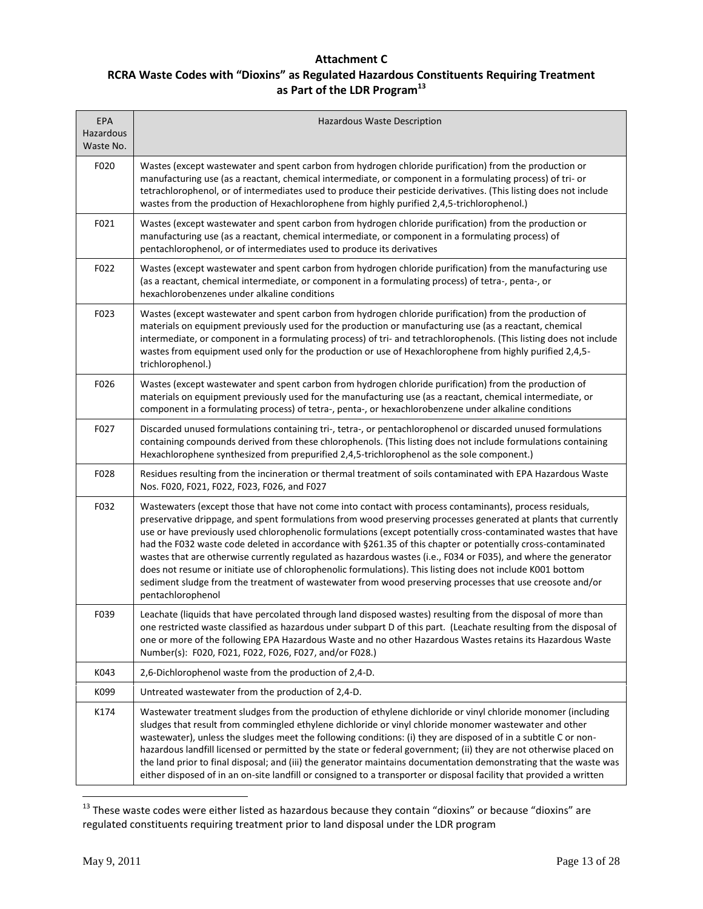## Attachment C

## RCRA Waste Codes with "Dioxins" as Regulated Hazardous Constituents Requiring Treatment as Part of the LDR Program[13]

| EPA Hazardous Waste No. | Hazardous Waste Description |
|---|---|
| F020 | Wastes (except wastewater and spent carbon from hydrogen chloride purification) from the production or manufacturing use (as a reactant, chemical intermediate, or component in a formulating process) of tri- or tetrachlorophenol, or of intermediates used to produce their pesticide derivatives. (This listing does not include wastes from the production of Hexachlorophene from highly purified 2,4,5-trichlorophenol.) |
| F021 | Wastes (except wastewater and spent carbon from hydrogen chloride purification) from the production or manufacturing use (as a reactant, chemical intermediate, or component in a formulating process) of pentachlorophenol, or of intermediates used to produce its derivatives |
| F022 | Wastes (except wastewater and spent carbon from hydrogen chloride purification) from the manufacturing use (as a reactant, chemical intermediate, or component in a formulating process) of tetra-, penta-, or hexachlorobenzenes under alkaline conditions |
| F023 | Wastes (except wastewater and spent carbon from hydrogen chloride purification) from the production of materials on equipment previously used for the production or manufacturing use (as a reactant, chemical intermediate, or component in a formulating process) of tri- and tetrachlorophenols. (This listing does not include wastes from equipment used only for the production or use of Hexachlorophene from highly purified 2,4,5-trichlorophenol.) |
| F026 | Wastes (except wastewater and spent carbon from hydrogen chloride purification) from the production of materials on equipment previously used for the manufacturing use (as a reactant, chemical intermediate, or component in a formulating process) of tetra-, penta-, or hexachlorobenzene under alkaline conditions |
| F027 | Discarded unused formulations containing tri-, tetra-, or pentachlorophenol or discarded unused formulations containing compounds derived from these chlorophenols. (This listing does not include formulations containing Hexachlorophene synthesized from prepurified 2,4,5-trichlorophenol as the sole component.) |
| F028 | Residues resulting from the incineration or thermal treatment of soils contaminated with EPA Hazardous Waste Nos. F020, F021, F022, F023, F026, and F027 |
| F032 | Wastewaters (except those that have not come into contact with process contaminants), process residuals, preservative drippage, and spent formulations from wood preserving processes generated at plants that currently use or have previously used chlorophenolic formulations (except potentially cross-contaminated wastes that have had the F032 waste code deleted in accordance with §261.35 of this chapter or potentially cross-contaminated wastes that are otherwise currently regulated as hazardous wastes (i.e., F034 or F035), and where the generator does not resume or initiate use of chlorophenolic formulations). This listing does not include K001 bottom sediment sludge from the treatment of wastewater from wood preserving processes that use creosote and/or pentachlorophenol |
| F039 | Leachate (liquids that have percolated through land disposed wastes) resulting from the disposal of more than one restricted waste classified as hazardous under subpart D of this part. (Leachate resulting from the disposal of one or more of the following EPA Hazardous Waste and no other Hazardous Wastes retains its Hazardous Waste Number(s): F020, F021, F022, F026, F027, and/or F028.) |
| K043 | 2,6-Dichlorophenol waste from the production of 2,4-D. |
| K099 | Untreated wastewater from the production of 2,4-D. |
| K174 | Wastewater treatment sludges from the production of ethylene dichloride or vinyl chloride monomer (including sludges that result from commingled ethylene dichloride or vinyl chloride monomer wastewater and other wastewater), unless the sludges meet the following conditions: (i) they are disposed of in a subtitle C or non-hazardous landfill licensed or permitted by the state or federal government; (ii) they are not otherwise placed on the land prior to final disposal; and (iii) the generator maintains documentation demonstrating that the waste was either disposed of in an on-site landfill or consigned to a transporter or disposal facility that provided a written |

[13] These waste codes were either listed as hazardous because they contain "dioxins" or because "dioxins" are regulated constituents requiring treatment prior to land disposal under the LDR program

May 9, 2011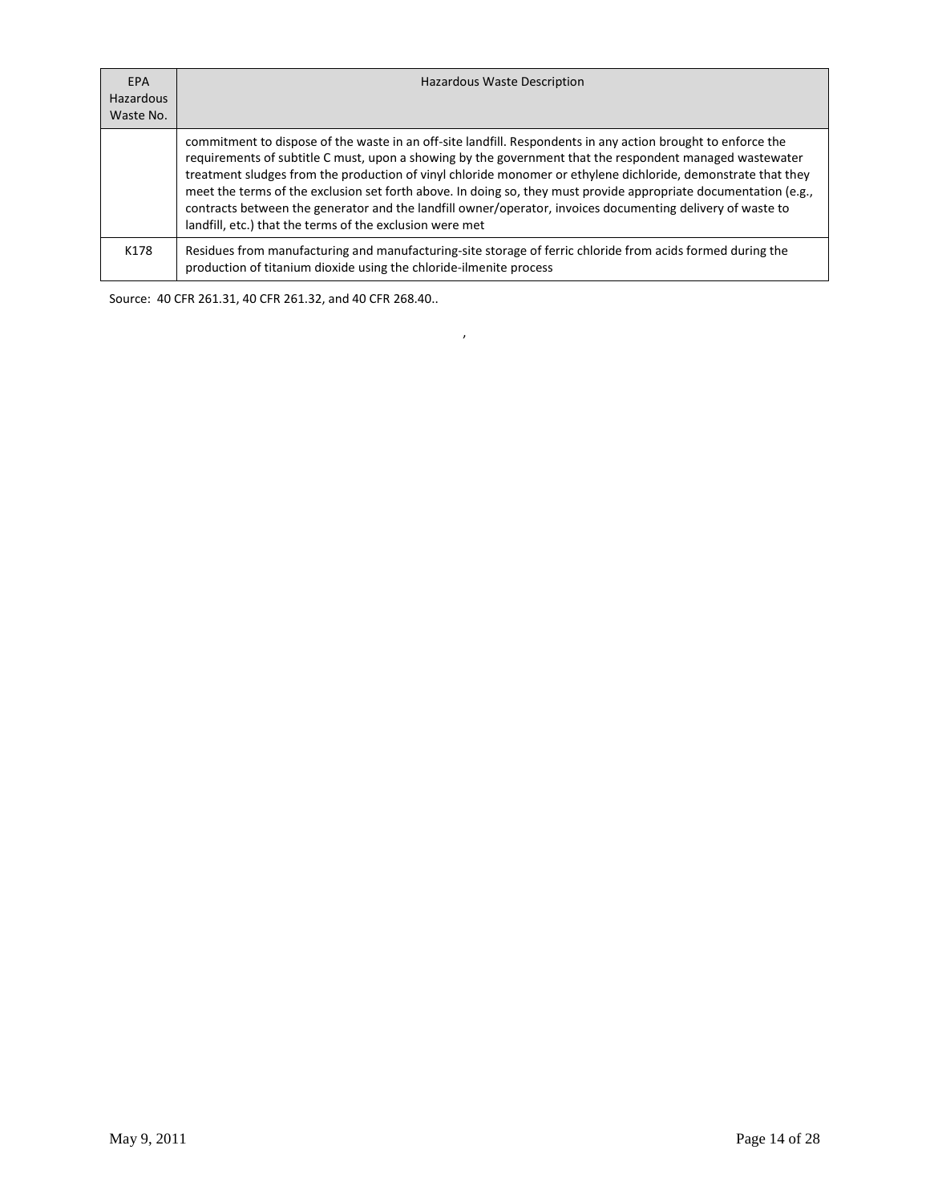| EPA Hazardous Waste No. | Hazardous Waste Description |
|---|---|
| | commitment to dispose of the waste in an off-site landfill. Respondents in any action brought to enforce the requirements of subtitle C must, upon a showing by the government that the respondent managed wastewater treatment sludges from the production of vinyl chloride monomer or ethylene dichloride, demonstrate that they meet the terms of the exclusion set forth above. In doing so, they must provide appropriate documentation (e.g., contracts between the generator and the landfill owner/operator, invoices documenting delivery of waste to landfill, etc.) that the terms of the exclusion were met |
| K178 | Residues from manufacturing and manufacturing-site storage of ferric chloride from acids formed during the production of titanium dioxide using the chloride-ilmenite process |

Source: 40 CFR 261.31, 40 CFR 261.32, and 40 CFR 268.40..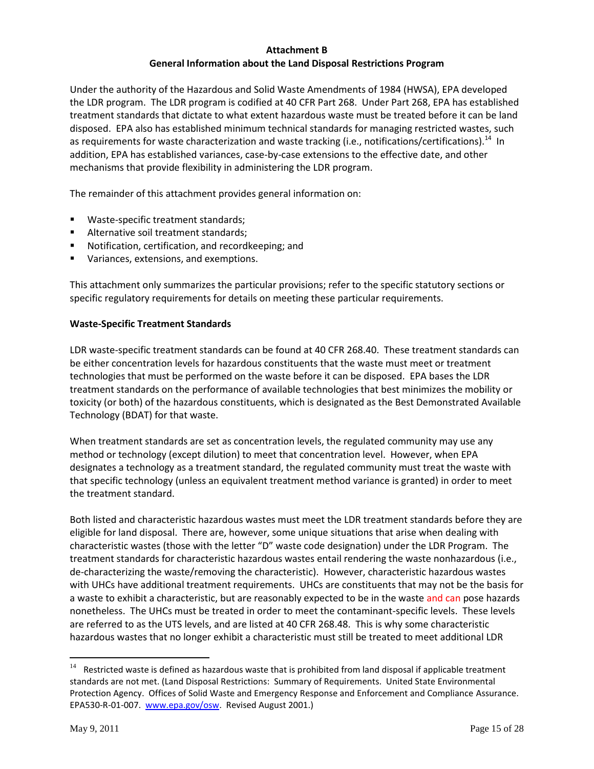**Attachment B**
**General Information about the Land Disposal Restrictions Program**

Under the authority of the Hazardous and Solid Waste Amendments of 1984 (HWSA), EPA developed the LDR program. The LDR program is codified at 40 CFR Part 268. Under Part 268, EPA has established treatment standards that dictate to what extent hazardous waste must be treated before it can be land disposed. EPA also has established minimum technical standards for managing restricted wastes, such as requirements for waste characterization and waste tracking (i.e., notifications/certifications).[14] In addition, EPA has established variances, case-by-case extensions to the effective date, and other mechanisms that provide flexibility in administering the LDR program.

The remainder of this attachment provides general information on:

- Waste-specific treatment standards;
- Alternative soil treatment standards;
- Notification, certification, and recordkeeping; and
- Variances, extensions, and exemptions.

This attachment only summarizes the particular provisions; refer to the specific statutory sections or specific regulatory requirements for details on meeting these particular requirements.

**Waste-Specific Treatment Standards**

LDR waste-specific treatment standards can be found at 40 CFR 268.40. These treatment standards can be either concentration levels for hazardous constituents that the waste must meet or treatment technologies that must be performed on the waste before it can be disposed. EPA bases the LDR treatment standards on the performance of available technologies that best minimizes the mobility or toxicity (or both) of the hazardous constituents, which is designated as the Best Demonstrated Available Technology (BDAT) for that waste.

When treatment standards are set as concentration levels, the regulated community may use any method or technology (except dilution) to meet that concentration level. However, when EPA designates a technology as a treatment standard, the regulated community must treat the waste with that specific technology (unless an equivalent treatment method variance is granted) in order to meet the treatment standard.

Both listed and characteristic hazardous wastes must meet the LDR treatment standards before they are eligible for land disposal. There are, however, some unique situations that arise when dealing with characteristic wastes (those with the letter "D" waste code designation) under the LDR Program. The treatment standards for characteristic hazardous wastes entail rendering the waste nonhazardous (i.e., de-characterizing the waste/removing the characteristic). However, characteristic hazardous wastes with UHCs have additional treatment requirements. UHCs are constituents that may not be the basis for a waste to exhibit a characteristic, but are reasonably expected to be in the waste and can pose hazards nonetheless. The UHCs must be treated in order to meet the contaminant-specific levels. These levels are referred to as the UTS levels, and are listed at 40 CFR 268.48. This is why some characteristic hazardous wastes that no longer exhibit a characteristic must still be treated to meet additional LDR

---

[14] Restricted waste is defined as hazardous waste that is prohibited from land disposal if applicable treatment standards are not met. (Land Disposal Restrictions: Summary of Requirements. United State Environmental Protection Agency. Offices of Solid Waste and Emergency Response and Enforcement and Compliance Assurance. EPA530-R-01-007. www.epa.gov/osw. Revised August 2001.)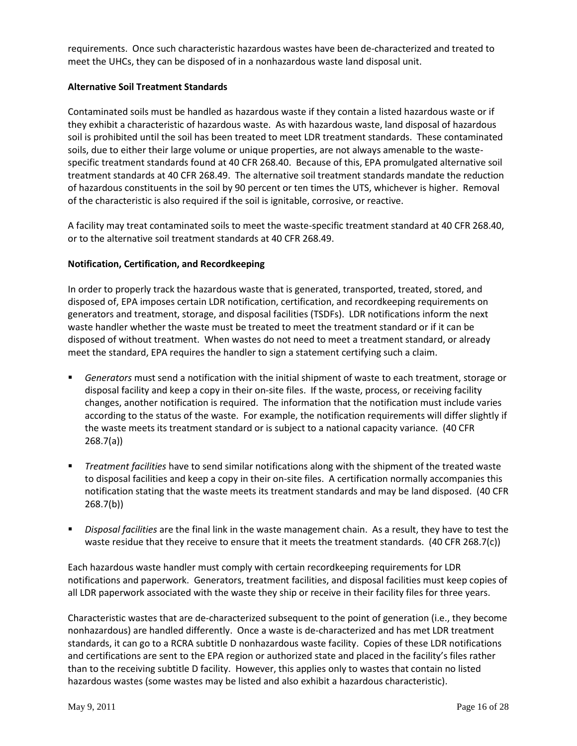requirements. Once such characteristic hazardous wastes have been de-characterized and treated to meet the UHCs, they can be disposed of in a nonhazardous waste land disposal unit.

**Alternative Soil Treatment Standards**

Contaminated soils must be handled as hazardous waste if they contain a listed hazardous waste or if they exhibit a characteristic of hazardous waste. As with hazardous waste, land disposal of hazardous soil is prohibited until the soil has been treated to meet LDR treatment standards. These contaminated soils, due to either their large volume or unique properties, are not always amenable to the waste-specific treatment standards found at 40 CFR 268.40. Because of this, EPA promulgated alternative soil treatment standards at 40 CFR 268.49. The alternative soil treatment standards mandate the reduction of hazardous constituents in the soil by 90 percent or ten times the UTS, whichever is higher. Removal of the characteristic is also required if the soil is ignitable, corrosive, or reactive.

A facility may treat contaminated soils to meet the waste-specific treatment standard at 40 CFR 268.40, or to the alternative soil treatment standards at 40 CFR 268.49.

**Notification, Certification, and Recordkeeping**

In order to properly track the hazardous waste that is generated, transported, treated, stored, and disposed of, EPA imposes certain LDR notification, certification, and recordkeeping requirements on generators and treatment, storage, and disposal facilities (TSDFs). LDR notifications inform the next waste handler whether the waste must be treated to meet the treatment standard or if it can be disposed of without treatment. When wastes do not need to meet a treatment standard, or already meet the standard, EPA requires the handler to sign a statement certifying such a claim.

- *Generators* must send a notification with the initial shipment of waste to each treatment, storage or disposal facility and keep a copy in their on-site files. If the waste, process, or receiving facility changes, another notification is required. The information that the notification must include varies according to the status of the waste. For example, the notification requirements will differ slightly if the waste meets its treatment standard or is subject to a national capacity variance. (40 CFR 268.7(a))
- *Treatment facilities* have to send similar notifications along with the shipment of the treated waste to disposal facilities and keep a copy in their on-site files. A certification normally accompanies this notification stating that the waste meets its treatment standards and may be land disposed. (40 CFR 268.7(b))
- *Disposal facilities* are the final link in the waste management chain. As a result, they have to test the waste residue that they receive to ensure that it meets the treatment standards. (40 CFR 268.7(c))

Each hazardous waste handler must comply with certain recordkeeping requirements for LDR notifications and paperwork. Generators, treatment facilities, and disposal facilities must keep copies of all LDR paperwork associated with the waste they ship or receive in their facility files for three years.

Characteristic wastes that are de-characterized subsequent to the point of generation (i.e., they become nonhazardous) are handled differently. Once a waste is de-characterized and has met LDR treatment standards, it can go to a RCRA subtitle D nonhazardous waste facility. Copies of these LDR notifications and certifications are sent to the EPA region or authorized state and placed in the facility's files rather than to the receiving subtitle D facility. However, this applies only to wastes that contain no listed hazardous wastes (some wastes may be listed and also exhibit a hazardous characteristic).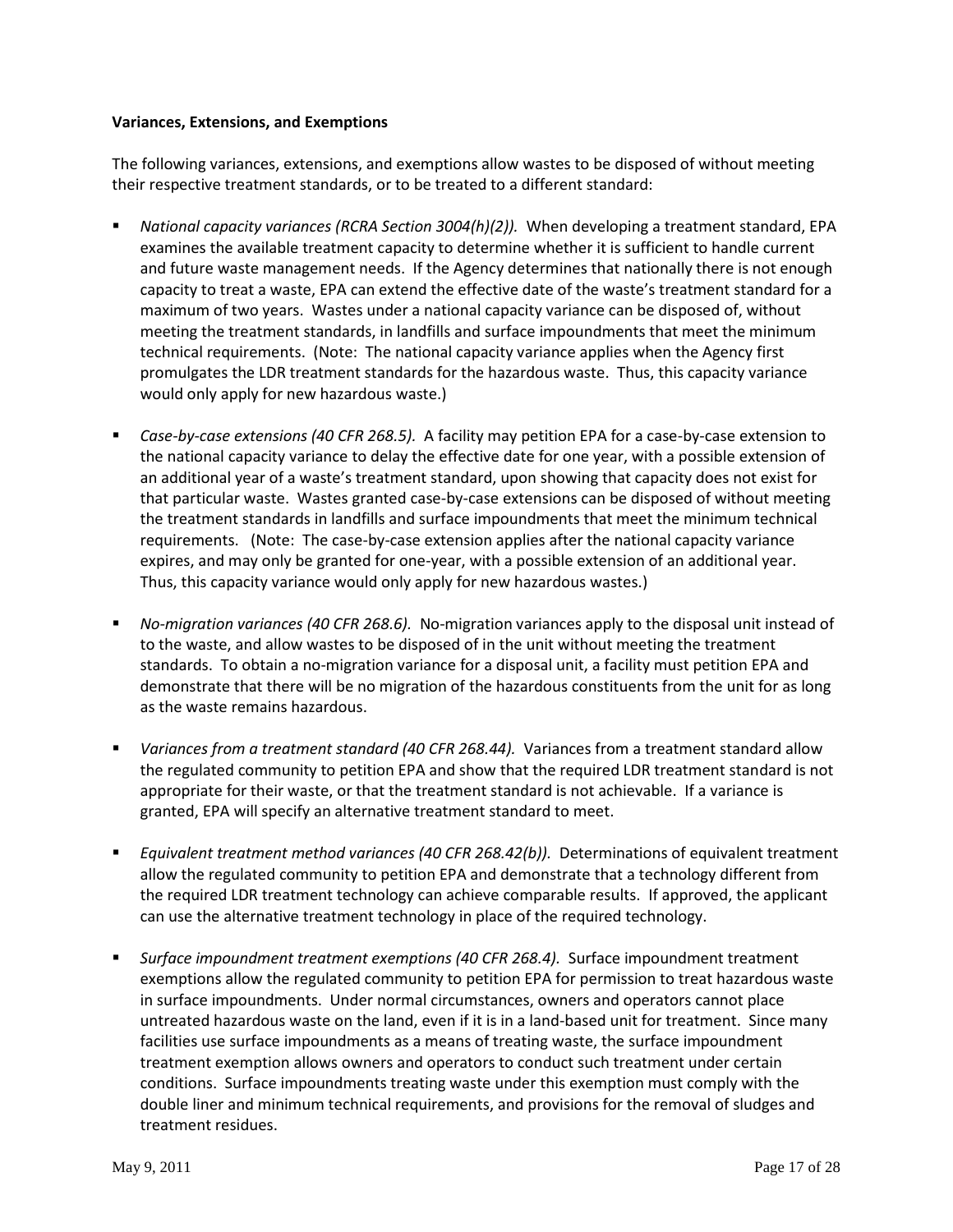**Variances, Extensions, and Exemptions**

The following variances, extensions, and exemptions allow wastes to be disposed of without meeting their respective treatment standards, or to be treated to a different standard:

- *National capacity variances (RCRA Section 3004(h)(2)).* When developing a treatment standard, EPA examines the available treatment capacity to determine whether it is sufficient to handle current and future waste management needs. If the Agency determines that nationally there is not enough capacity to treat a waste, EPA can extend the effective date of the waste's treatment standard for a maximum of two years. Wastes under a national capacity variance can be disposed of, without meeting the treatment standards, in landfills and surface impoundments that meet the minimum technical requirements. (Note: The national capacity variance applies when the Agency first promulgates the LDR treatment standards for the hazardous waste. Thus, this capacity variance would only apply for new hazardous waste.)

- *Case-by-case extensions (40 CFR 268.5).* A facility may petition EPA for a case-by-case extension to the national capacity variance to delay the effective date for one year, with a possible extension of an additional year of a waste's treatment standard, upon showing that capacity does not exist for that particular waste. Wastes granted case-by-case extensions can be disposed of without meeting the treatment standards in landfills and surface impoundments that meet the minimum technical requirements. (Note: The case-by-case extension applies after the national capacity variance expires, and may only be granted for one-year, with a possible extension of an additional year. Thus, this capacity variance would only apply for new hazardous wastes.)

- *No-migration variances (40 CFR 268.6).* No-migration variances apply to the disposal unit instead of to the waste, and allow wastes to be disposed of in the unit without meeting the treatment standards. To obtain a no-migration variance for a disposal unit, a facility must petition EPA and demonstrate that there will be no migration of the hazardous constituents from the unit for as long as the waste remains hazardous.

- *Variances from a treatment standard (40 CFR 268.44).* Variances from a treatment standard allow the regulated community to petition EPA and show that the required LDR treatment standard is not appropriate for their waste, or that the treatment standard is not achievable. If a variance is granted, EPA will specify an alternative treatment standard to meet.

- *Equivalent treatment method variances (40 CFR 268.42(b)).* Determinations of equivalent treatment allow the regulated community to petition EPA and demonstrate that a technology different from the required LDR treatment technology can achieve comparable results. If approved, the applicant can use the alternative treatment technology in place of the required technology.

- *Surface impoundment treatment exemptions (40 CFR 268.4).* Surface impoundment treatment exemptions allow the regulated community to petition EPA for permission to treat hazardous waste in surface impoundments. Under normal circumstances, owners and operators cannot place untreated hazardous waste on the land, even if it is in a land-based unit for treatment. Since many facilities use surface impoundments as a means of treating waste, the surface impoundment treatment exemption allows owners and operators to conduct such treatment under certain conditions. Surface impoundments treating waste under this exemption must comply with the double liner and minimum technical requirements, and provisions for the removal of sludges and treatment residues.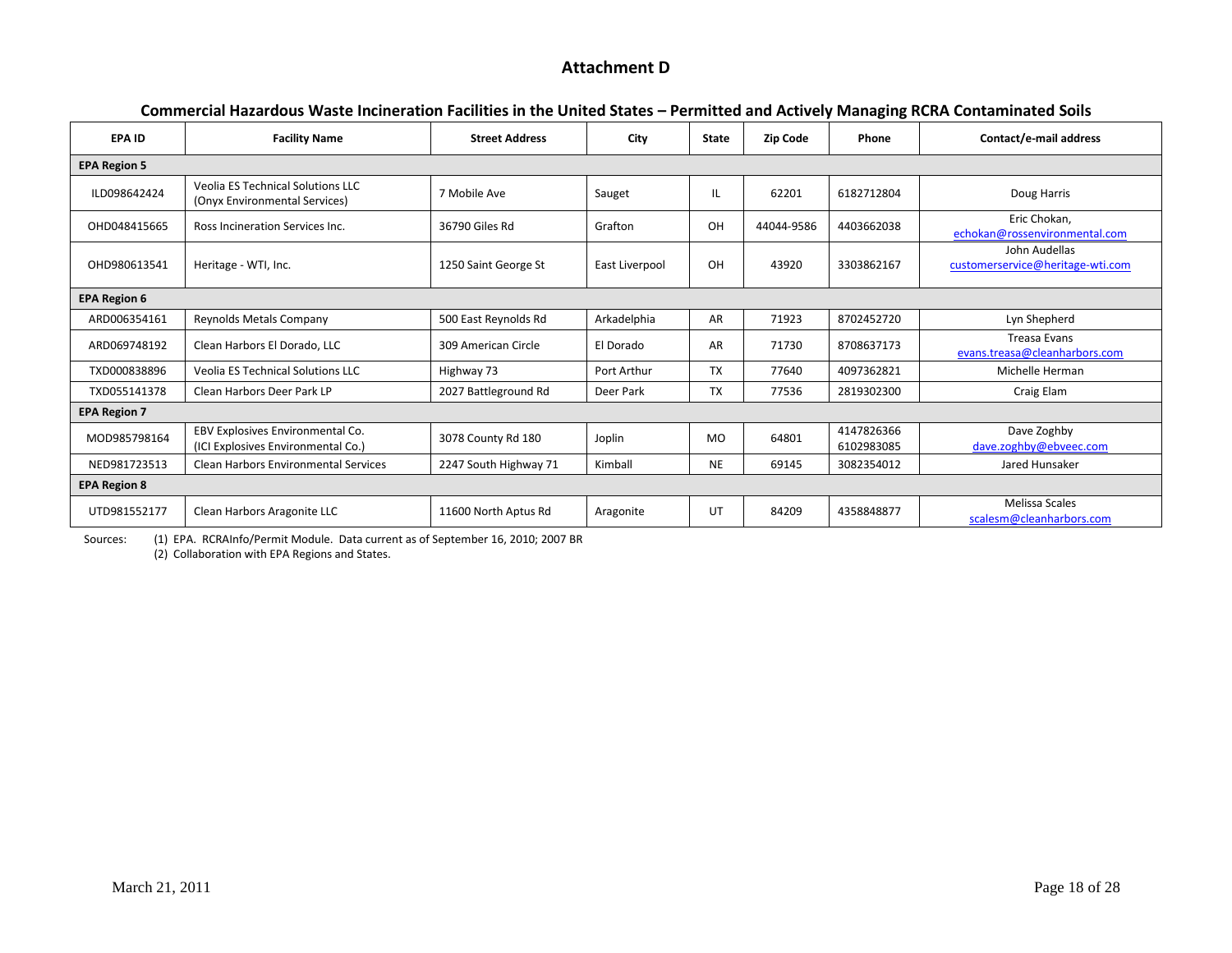## Attachment D

### Commercial Hazardous Waste Incineration Facilities in the United States – Permitted and Actively Managing RCRA Contaminated Soils

| EPA ID | Facility Name | Street Address | City | State | Zip Code | Phone | Contact/e-mail address |
|---|---|---|---|---|---|---|---|
| **EPA Region 5** | | | | | | | |
| ILD098642424 | Veolia ES Technical Solutions LLC (Onyx Environmental Services) | 7 Mobile Ave | Sauget | IL | 62201 | 6182712804 | Doug Harris |
| OHD048415665 | Ross Incineration Services Inc. | 36790 Giles Rd | Grafton | OH | 44044-9586 | 4403662038 | Eric Chokan, echokan@rossenvironmental.com |
| OHD980613541 | Heritage - WTI, Inc. | 1250 Saint George St | East Liverpool | OH | 43920 | 3303862167 | John Audellas customerservice@heritage-wti.com |
| **EPA Region 6** | | | | | | | |
| ARD006354161 | Reynolds Metals Company | 500 East Reynolds Rd | Arkadelphia | AR | 71923 | 8702452720 | Lyn Shepherd |
| ARD069748192 | Clean Harbors El Dorado, LLC | 309 American Circle | El Dorado | AR | 71730 | 8708637173 | Treasa Evans evans.treasa@cleanharbors.com |
| TXD000838896 | Veolia ES Technical Solutions LLC | Highway 73 | Port Arthur | TX | 77640 | 4097362821 | Michelle Herman |
| TXD055141378 | Clean Harbors Deer Park LP | 2027 Battleground Rd | Deer Park | TX | 77536 | 2819302300 | Craig Elam |
| **EPA Region 7** | | | | | | | |
| MOD985798164 | EBV Explosives Environmental Co. (ICI Explosives Environmental Co.) | 3078 County Rd 180 | Joplin | MO | 64801 | 4147826366 6102983085 | Dave Zoghby dave.zoghby@ebveec.com |
| NED981723513 | Clean Harbors Environmental Services | 2247 South Highway 71 | Kimball | NE | 69145 | 3082354012 | Jared Hunsaker |
| **EPA Region 8** | | | | | | | |
| UTD981552177 | Clean Harbors Aragonite LLC | 11600 North Aptus Rd | Aragonite | UT | 84209 | 4358848877 | Melissa Scales scalesm@cleanharbors.com |

Sources: (1) EPA. RCRAInfo/Permit Module. Data current as of September 16, 2010; 2007 BR
(2) Collaboration with EPA Regions and States.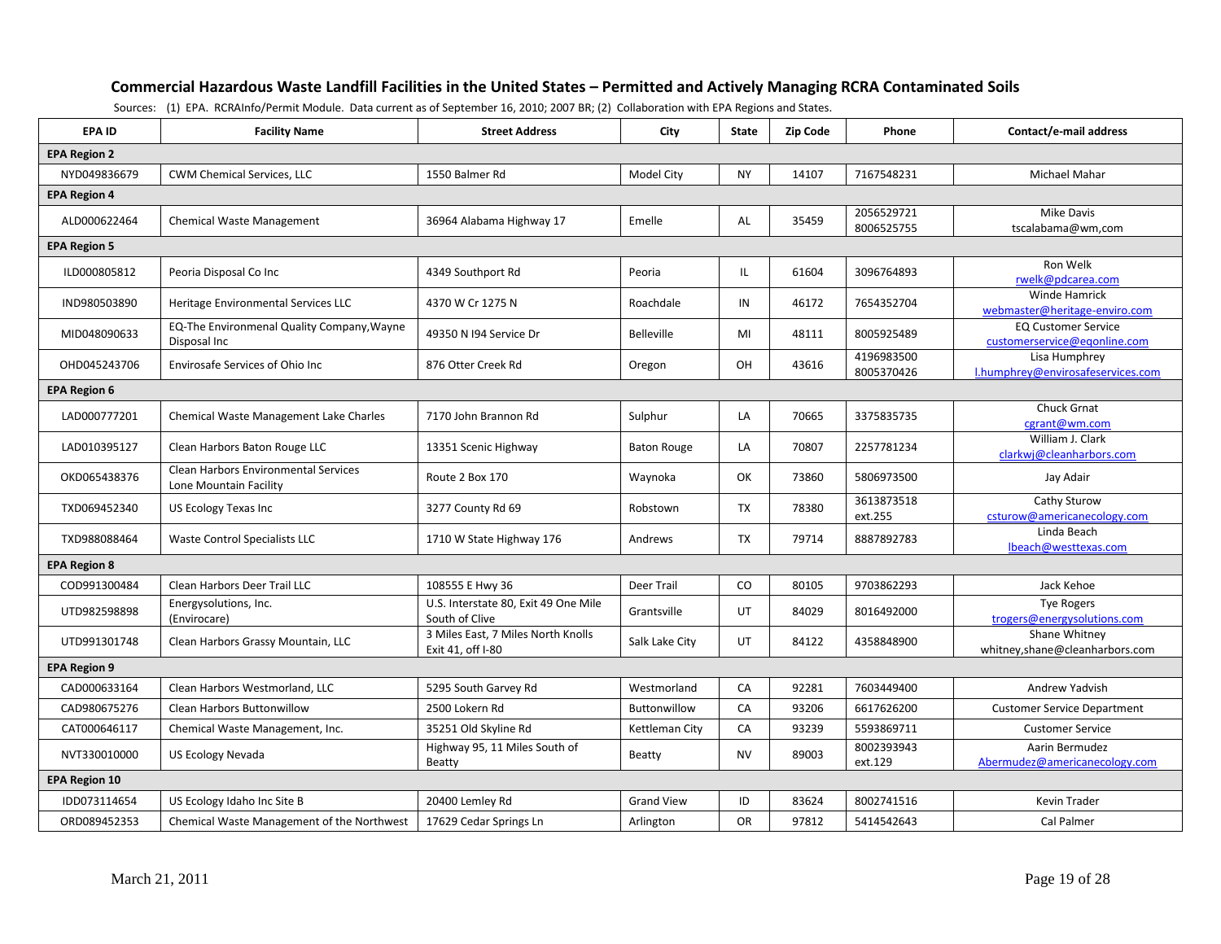### Commercial Hazardous Waste Landfill Facilities in the United States – Permitted and Actively Managing RCRA Contaminated Soils

Sources: (1) EPA. RCRAInfo/Permit Module. Data current as of September 16, 2010; 2007 BR; (2) Collaboration with EPA Regions and States.

| EPA ID | Facility Name | Street Address | City | State | Zip Code | Phone | Contact/e-mail address |
|---|---|---|---|---|---|---|---|
| **EPA Region 2** | | | | | | | |
| NYD049836679 | CWM Chemical Services, LLC | 1550 Balmer Rd | Model City | NY | 14107 | 7167548231 | Michael Mahar |
| **EPA Region 4** | | | | | | | |
| ALD000622464 | Chemical Waste Management | 36964 Alabama Highway 17 | Emelle | AL | 35459 | 2056529721 8006525755 | Mike Davis tscalabama@wm,com |
| **EPA Region 5** | | | | | | | |
| ILD000805812 | Peoria Disposal Co Inc | 4349 Southport Rd | Peoria | IL | 61604 | 3096764893 | Ron Welk rwelk@pdcarea.com |
| IND980503890 | Heritage Environmental Services LLC | 4370 W Cr 1275 N | Roachdale | IN | 46172 | 7654352704 | Winde Hamrick webmaster@heritage-enviro.com |
| MID048090633 | EQ-The Environmenal Quality Company,Wayne Disposal Inc | 49350 N I94 Service Dr | Belleville | MI | 48111 | 8005925489 | EQ Customer Service customerservice@eqonline.com |
| OHD045243706 | Envirosafe Services of Ohio Inc | 876 Otter Creek Rd | Oregon | OH | 43616 | 4196983500 8005370426 | Lisa Humphrey l.humphrey@envirosafeservices.com |
| **EPA Region 6** | | | | | | | |
| LAD000777201 | Chemical Waste Management Lake Charles | 7170 John Brannon Rd | Sulphur | LA | 70665 | 3375835735 | Chuck Grnat cgrant@wm.com |
| LAD010395127 | Clean Harbors Baton Rouge LLC | 13351 Scenic Highway | Baton Rouge | LA | 70807 | 2257781234 | William J. Clark clarkwj@cleanharbors.com |
| OKD065438376 | Clean Harbors Environmental Services Lone Mountain Facility | Route 2 Box 170 | Waynoka | OK | 73860 | 5806973500 | Jay Adair |
| TXD069452340 | US Ecology Texas Inc | 3277 County Rd 69 | Robstown | TX | 78380 | 3613873518 ext.255 | Cathy Sturow csturow@americanecology.com |
| TXD988088464 | Waste Control Specialists LLC | 1710 W State Highway 176 | Andrews | TX | 79714 | 8887892783 | Linda Beach lbeach@westtexas.com |
| **EPA Region 8** | | | | | | | |
| COD991300484 | Clean Harbors Deer Trail LLC | 108555 E Hwy 36 | Deer Trail | CO | 80105 | 9703862293 | Jack Kehoe |
| UTD982598898 | Energysolutions, Inc. (Envirocare) | U.S. Interstate 80, Exit 49 One Mile South of Clive | Grantsville | UT | 84029 | 8016492000 | Tye Rogers trogers@energysolutions.com |
| UTD991301748 | Clean Harbors Grassy Mountain, LLC | 3 Miles East, 7 Miles North Knolls Exit 41, off I-80 | Salk Lake City | UT | 84122 | 4358848900 | Shane Whitney whitney,shane@cleanharbors.com |
| **EPA Region 9** | | | | | | | |
| CAD000633164 | Clean Harbors Westmorland, LLC | 5295 South Garvey Rd | Westmorland | CA | 92281 | 7603449400 | Andrew Yadvish |
| CAD980675276 | Clean Harbors Buttonwillow | 2500 Lokern Rd | Buttonwillow | CA | 93206 | 6617626200 | Customer Service Department |
| CAT000646117 | Chemical Waste Management, Inc. | 35251 Old Skyline Rd | Kettleman City | CA | 93239 | 5593869711 | Customer Service |
| NVT330010000 | US Ecology Nevada | Highway 95, 11 Miles South of Beatty | Beatty | NV | 89003 | 8002393943 ext.129 | Aarin Bermudez Abermudez@americanecology.com |
| **EPA Region 10** | | | | | | | |
| IDD073114654 | US Ecology Idaho Inc Site B | 20400 Lemley Rd | Grand View | ID | 83624 | 8002741516 | Kevin Trader |
| ORD089452353 | Chemical Waste Management of the Northwest | 17629 Cedar Springs Ln | Arlington | OR | 97812 | 5414542643 | Cal Palmer |

March 21, 2011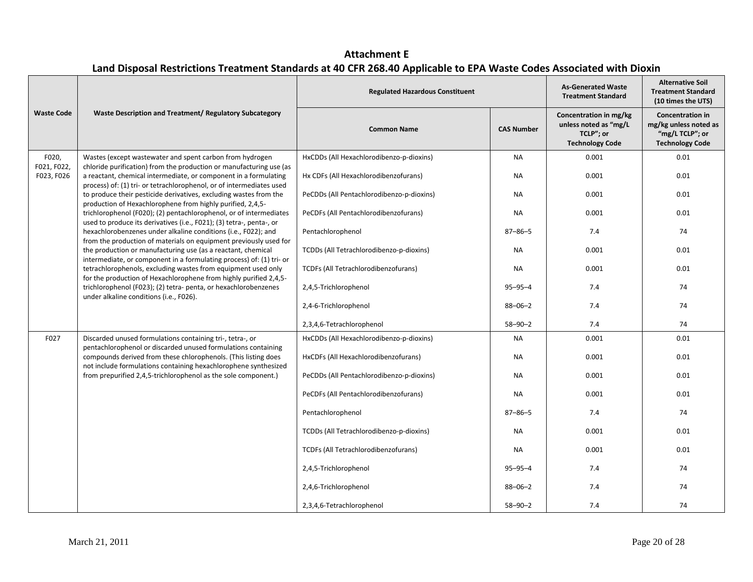# Attachment E

## Land Disposal Restrictions Treatment Standards at 40 CFR 268.40 Applicable to EPA Waste Codes Associated with Dioxin

| Waste Code | Waste Description and Treatment/ Regulatory Subcategory | Regulated Hazardous Constituent | | As-Generated Waste Treatment Standard | Alternative Soil Treatment Standard (10 times the UTS) |
|---|---|---|---|---|---|
| | | **Common Name** | **CAS Number** | **Concentration in mg/kg unless noted as "mg/L TCLP"; or Technology Code** | **Concentration in mg/kg unless noted as "mg/L TCLP"; or Technology Code** |
| F020, F021, F022, F023, F026 | Wastes (except wastewater and spent carbon from hydrogen chloride purification) from the production or manufacturing use (as a reactant, chemical intermediate, or component in a formulating process) of: (1) tri- or tetrachlorophenol, or of intermediates used to produce their pesticide derivatives, excluding wastes from the production of Hexachlorophene from highly purified, 2,4,5-trichlorophenol (F020); (2) pentachlorophenol, or of intermediates used to produce its derivatives (i.e., F021); (3) tetra-, penta-, or hexachlorobenzenes under alkaline conditions (i.e., F022); and from the production of materials on equipment previously used for the production or manufacturing use (as a reactant, chemical intermediate, or component in a formulating process) of: (1) tri- or tetrachlorophenols, excluding wastes from equipment used only for the production of Hexachlorophene from highly purified 2,4,5-trichlorophenol (F023); (2) tetra- penta, or hexachlorobenzenes under alkaline conditions (i.e., F026). | HxCDDs (All Hexachlorodibenzo-p-dioxins) | NA | 0.001 | 0.01 |
| | | Hx CDFs (All Hexachlorodibenzofurans) | NA | 0.001 | 0.01 |
| | | PeCDDs (All Pentachlorodibenzo-p-dioxins) | NA | 0.001 | 0.01 |
| | | PeCDFs (All Pentachlorodibenzofurans) | NA | 0.001 | 0.01 |
| | | Pentachlorophenol | 87–86–5 | 7.4 | 74 |
| | | TCDDs (All Tetrachlorodibenzo-p-dioxins) | NA | 0.001 | 0.01 |
| | | TCDFs (All Tetrachlorodibenzofurans) | NA | 0.001 | 0.01 |
| | | 2,4,5-Trichlorophenol | 95–95–4 | 7.4 | 74 |
| | | 2,4-6-Trichlorophenol | 88–06–2 | 7.4 | 74 |
| | | 2,3,4,6-Tetrachlorophenol | 58–90–2 | 7.4 | 74 |
| F027 | Discarded unused formulations containing tri-, tetra-, or pentachlorophenol or discarded unused formulations containing compounds derived from these chlorophenols. (This listing does not include formulations containing hexachlorophene synthesized from prepurified 2,4,5-trichlorophenol as the sole component.) | HxCDDs (All Hexachlorodibenzo-p-dioxins) | NA | 0.001 | 0.01 |
| | | HxCDFs (All Hexachlorodibenzofurans) | NA | 0.001 | 0.01 |
| | | PeCDDs (All Pentachlorodibenzo-p-dioxins) | NA | 0.001 | 0.01 |
| | | PeCDFs (All Pentachlorodibenzofurans) | NA | 0.001 | 0.01 |
| | | Pentachlorophenol | 87–86–5 | 7.4 | 74 |
| | | TCDDs (All Tetrachlorodibenzo-p-dioxins) | NA | 0.001 | 0.01 |
| | | TCDFs (All Tetrachlorodibenzofurans) | NA | 0.001 | 0.01 |
| | | 2,4,5-Trichlorophenol | 95–95–4 | 7.4 | 74 |
| | | 2,4,6-Trichlorophenol | 88–06–2 | 7.4 | 74 |
| | | 2,3,4,6-Tetrachlorophenol | 58–90–2 | 7.4 | 74 |

March 21, 2011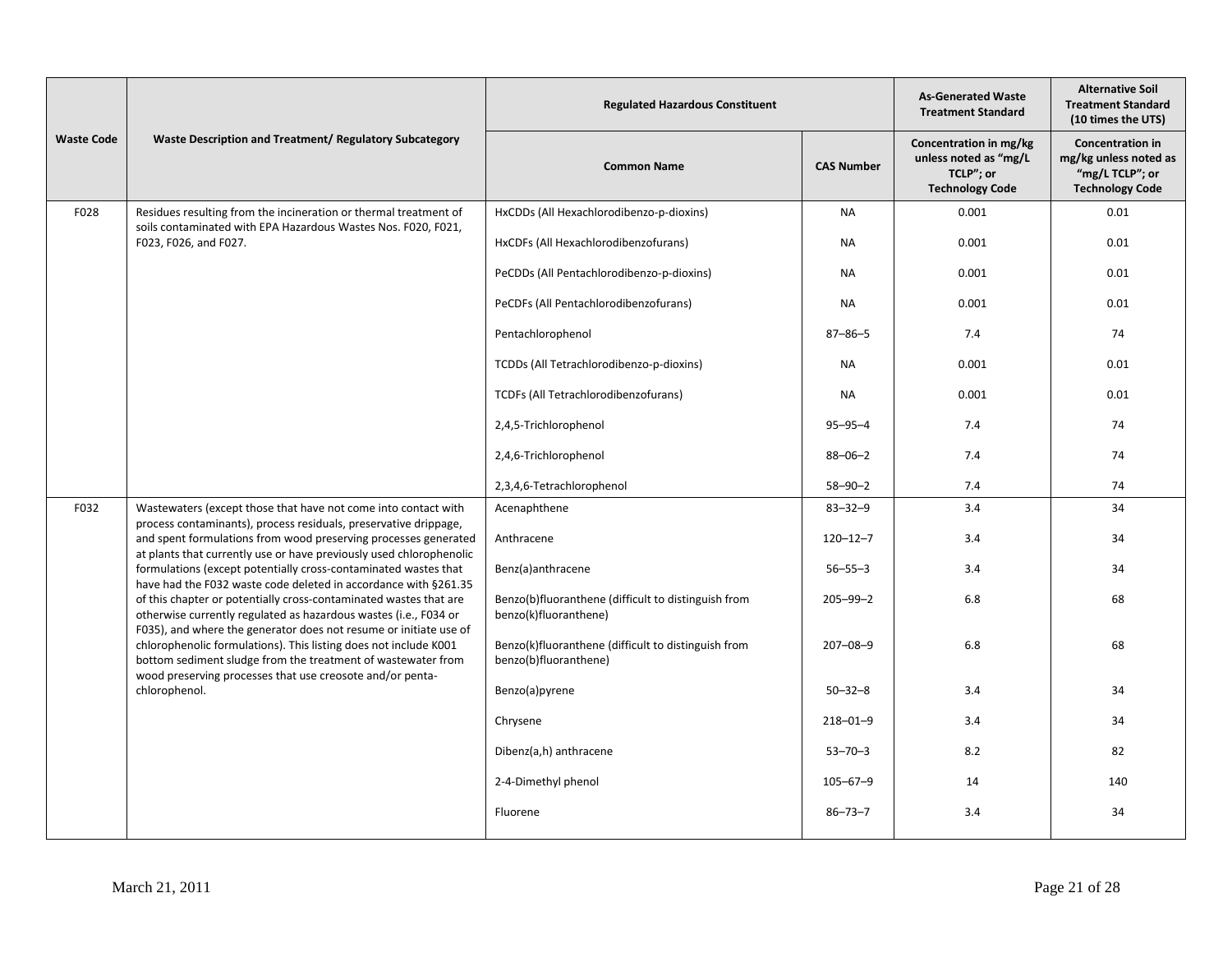| Waste Code | Waste Description and Treatment/ Regulatory Subcategory | Regulated Hazardous Constituent | | As-Generated Waste Treatment Standard | Alternative Soil Treatment Standard (10 times the UTS) |
|---|---|---|---|---|---|
| | | Common Name | CAS Number | Concentration in mg/kg unless noted as "mg/L TCLP"; or Technology Code | Concentration in mg/kg unless noted as "mg/L TCLP"; or Technology Code |
| F028 | Residues resulting from the incineration or thermal treatment of soils contaminated with EPA Hazardous Wastes Nos. F020, F021, F023, F026, and F027. | HxCDDs (All Hexachlorodibenzo-p-dioxins) | NA | 0.001 | 0.01 |
| | | HxCDFs (All Hexachlorodibenzofurans) | NA | 0.001 | 0.01 |
| | | PeCDDs (All Pentachlorodibenzo-p-dioxins) | NA | 0.001 | 0.01 |
| | | PeCDFs (All Pentachlorodibenzofurans) | NA | 0.001 | 0.01 |
| | | Pentachlorophenol | 87–86–5 | 7.4 | 74 |
| | | TCDDs (All Tetrachlorodibenzo-p-dioxins) | NA | 0.001 | 0.01 |
| | | TCDFs (All Tetrachlorodibenzofurans) | NA | 0.001 | 0.01 |
| | | 2,4,5-Trichlorophenol | 95–95–4 | 7.4 | 74 |
| | | 2,4,6-Trichlorophenol | 88–06–2 | 7.4 | 74 |
| | | 2,3,4,6-Tetrachlorophenol | 58–90–2 | 7.4 | 74 |
| F032 | Wastewaters (except those that have not come into contact with process contaminants), process residuals, preservative drippage, and spent formulations from wood preserving processes generated at plants that currently use or have previously used chlorophenolic formulations (except potentially cross-contaminated wastes that have had the F032 waste code deleted in accordance with §261.35 of this chapter or potentially cross-contaminated wastes that are otherwise currently regulated as hazardous wastes (i.e., F034 or F035), and where the generator does not resume or initiate use of chlorophenolic formulations). This listing does not include K001 bottom sediment sludge from the treatment of wastewater from wood preserving processes that use creosote and/or penta-chlorophenol. | Acenaphthene | 83–32–9 | 3.4 | 34 |
| | | Anthracene | 120–12–7 | 3.4 | 34 |
| | | Benz(a)anthracene | 56–55–3 | 3.4 | 34 |
| | | Benzo(b)fluoranthene (difficult to distinguish from benzo(k)fluoranthene) | 205–99–2 | 6.8 | 68 |
| | | Benzo(k)fluoranthene (difficult to distinguish from benzo(b)fluoranthene) | 207–08–9 | 6.8 | 68 |
| | | Benzo(a)pyrene | 50–32–8 | 3.4 | 34 |
| | | Chrysene | 218–01–9 | 3.4 | 34 |
| | | Dibenz(a,h) anthracene | 53–70–3 | 8.2 | 82 |
| | | 2-4-Dimethyl phenol | 105–67–9 | 14 | 140 |
| | | Fluorene | 86–73–7 | 3.4 | 34 |

March 21, 2011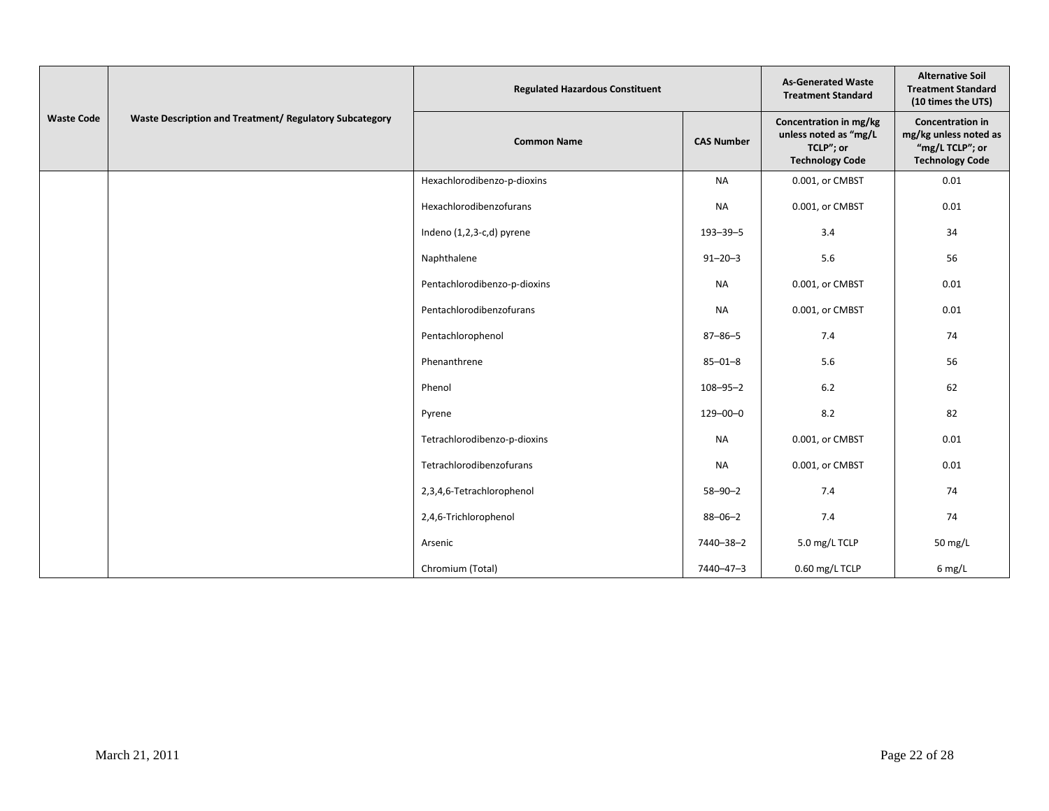| Waste Code | Waste Description and Treatment/ Regulatory Subcategory | Regulated Hazardous Constituent | | As-Generated Waste Treatment Standard | Alternative Soil Treatment Standard (10 times the UTS) |
|---|---|---|---|---|---|
| | | Common Name | CAS Number | Concentration in mg/kg unless noted as "mg/L TCLP"; or Technology Code | Concentration in mg/kg unless noted as "mg/L TCLP"; or Technology Code |
| | | Hexachlorodibenzo-p-dioxins | NA | 0.001, or CMBST | 0.01 |
| | | Hexachlorodibenzofurans | NA | 0.001, or CMBST | 0.01 |
| | | Indeno (1,2,3-c,d) pyrene | 193–39–5 | 3.4 | 34 |
| | | Naphthalene | 91–20–3 | 5.6 | 56 |
| | | Pentachlorodibenzo-p-dioxins | NA | 0.001, or CMBST | 0.01 |
| | | Pentachlorodibenzofurans | NA | 0.001, or CMBST | 0.01 |
| | | Pentachlorophenol | 87–86–5 | 7.4 | 74 |
| | | Phenanthrene | 85–01–8 | 5.6 | 56 |
| | | Phenol | 108–95–2 | 6.2 | 62 |
| | | Pyrene | 129–00–0 | 8.2 | 82 |
| | | Tetrachlorodibenzo-p-dioxins | NA | 0.001, or CMBST | 0.01 |
| | | Tetrachlorodibenzofurans | NA | 0.001, or CMBST | 0.01 |
| | | 2,3,4,6-Tetrachlorophenol | 58–90–2 | 7.4 | 74 |
| | | 2,4,6-Trichlorophenol | 88–06–2 | 7.4 | 74 |
| | | Arsenic | 7440–38–2 | 5.0 mg/L TCLP | 50 mg/L |
| | | Chromium (Total) | 7440–47–3 | 0.60 mg/L TCLP | 6 mg/L |

March 21, 2011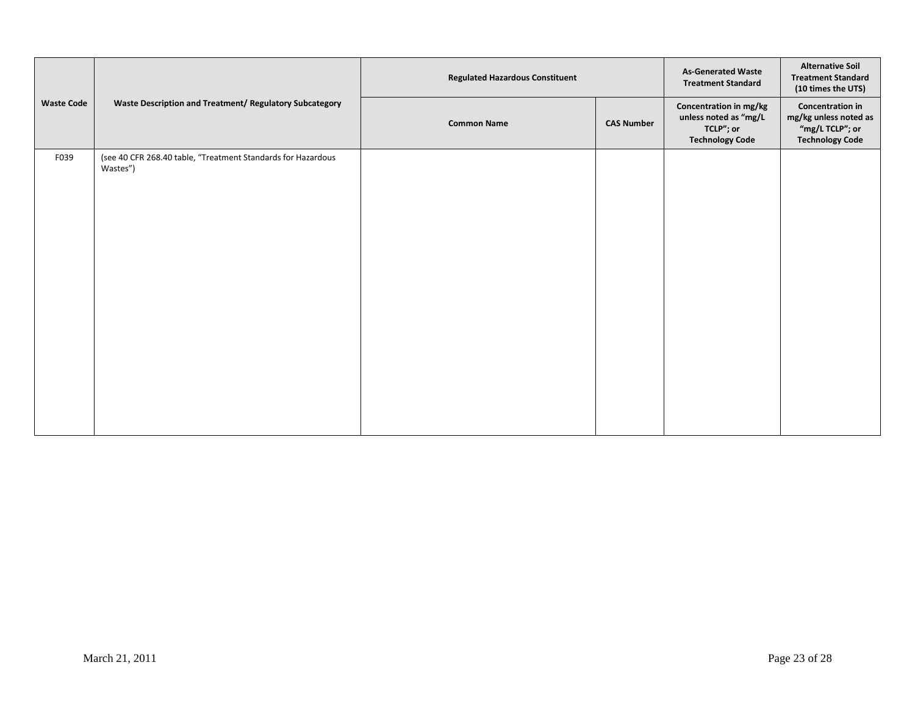| Waste Code | Waste Description and Treatment/ Regulatory Subcategory | Regulated Hazardous Constituent | | As-Generated Waste Treatment Standard | Alternative Soil Treatment Standard (10 times the UTS) |
|---|---|---|---|---|---|
| | | Common Name | CAS Number | Concentration in mg/kg unless noted as "mg/L TCLP"; or Technology Code | Concentration in mg/kg unless noted as "mg/L TCLP"; or Technology Code |
| F039 | (see 40 CFR 268.40 table, "Treatment Standards for Hazardous Wastes") | | | | |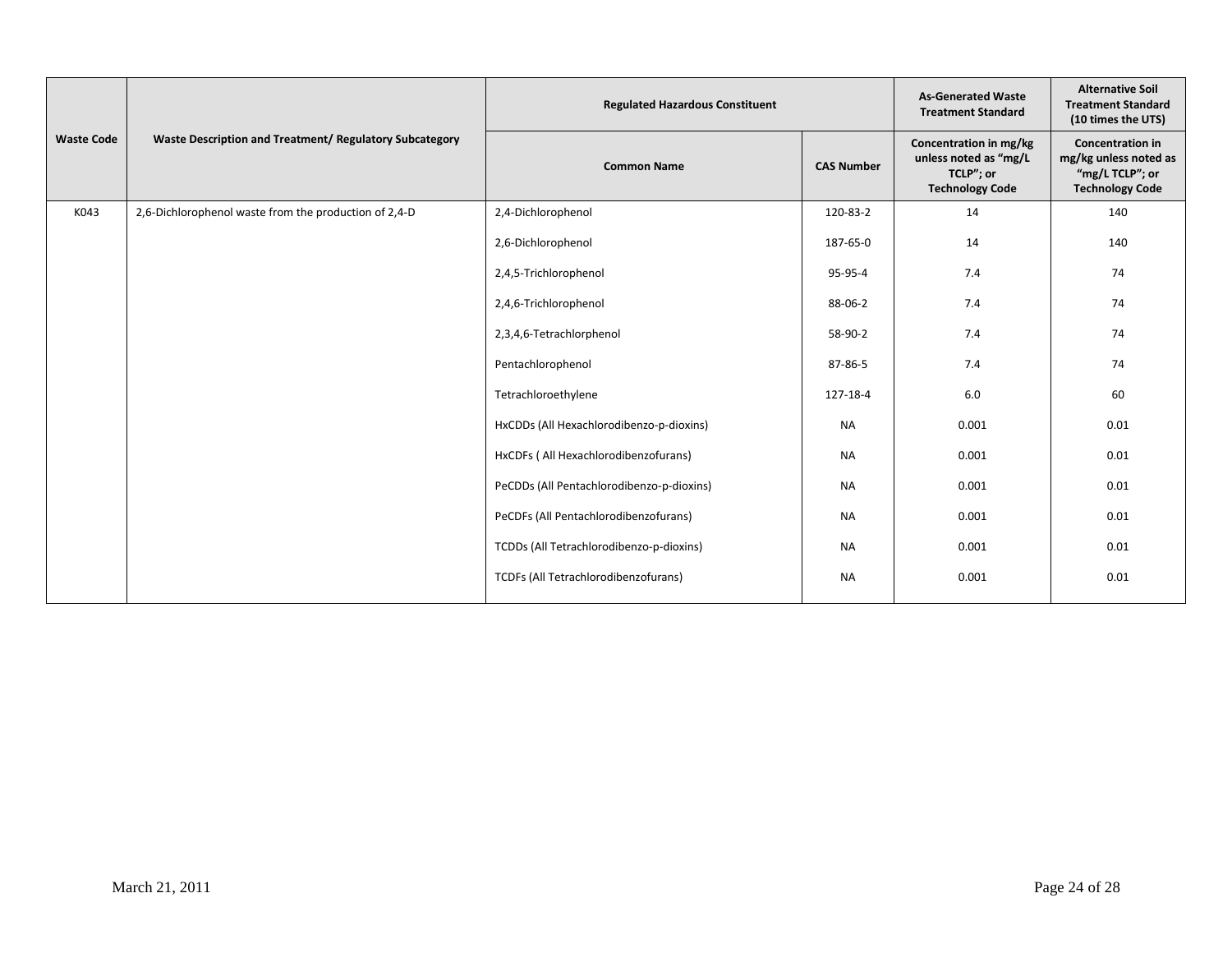| Waste Code | Waste Description and Treatment/ Regulatory Subcategory | Regulated Hazardous Constituent | | As-Generated Waste Treatment Standard | Alternative Soil Treatment Standard (10 times the UTS) |
|---|---|---|---|---|---|
| | | Common Name | CAS Number | Concentration in mg/kg unless noted as "mg/L TCLP"; or Technology Code | Concentration in mg/kg unless noted as "mg/L TCLP"; or Technology Code |
| K043 | 2,6-Dichlorophenol waste from the production of 2,4-D | 2,4-Dichlorophenol | 120-83-2 | 14 | 140 |
| | | 2,6-Dichlorophenol | 187-65-0 | 14 | 140 |
| | | 2,4,5-Trichlorophenol | 95-95-4 | 7.4 | 74 |
| | | 2,4,6-Trichlorophenol | 88-06-2 | 7.4 | 74 |
| | | 2,3,4,6-Tetrachlorphenol | 58-90-2 | 7.4 | 74 |
| | | Pentachlorophenol | 87-86-5 | 7.4 | 74 |
| | | Tetrachloroethylene | 127-18-4 | 6.0 | 60 |
| | | HxCDDs (All Hexachlorodibenzo-p-dioxins) | NA | 0.001 | 0.01 |
| | | HxCDFs ( All Hexachlorodibenzofurans) | NA | 0.001 | 0.01 |
| | | PeCDDs (All Pentachlorodibenzo-p-dioxins) | NA | 0.001 | 0.01 |
| | | PeCDFs (All Pentachlorodibenzofurans) | NA | 0.001 | 0.01 |
| | | TCDDs (All Tetrachlorodibenzo-p-dioxins) | NA | 0.001 | 0.01 |
| | | TCDFs (All Tetrachlorodibenzofurans) | NA | 0.001 | 0.01 |

March 21, 2011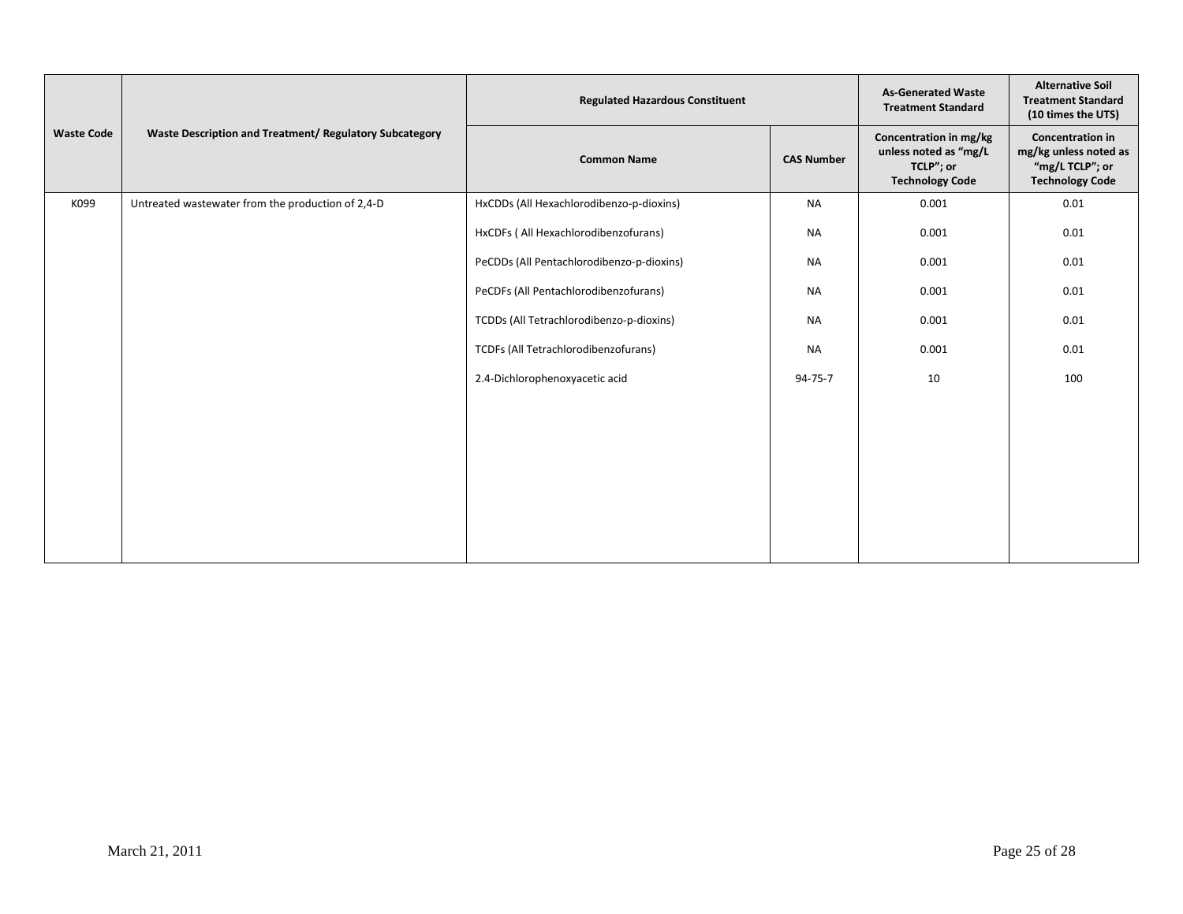| Waste Code | Waste Description and Treatment/ Regulatory Subcategory | Regulated Hazardous Constituent | | As-Generated Waste Treatment Standard | Alternative Soil Treatment Standard (10 times the UTS) |
|---|---|---|---|---|---|
| | | Common Name | CAS Number | Concentration in mg/kg unless noted as "mg/L TCLP"; or Technology Code | Concentration in mg/kg unless noted as "mg/L TCLP"; or Technology Code |
| K099 | Untreated wastewater from the production of 2,4-D | HxCDDs (All Hexachlorodibenzo-p-dioxins) | NA | 0.001 | 0.01 |
| | | HxCDFs ( All Hexachlorodibenzofurans) | NA | 0.001 | 0.01 |
| | | PeCDDs (All Pentachlorodibenzo-p-dioxins) | NA | 0.001 | 0.01 |
| | | PeCDFs (All Pentachlorodibenzofurans) | NA | 0.001 | 0.01 |
| | | TCDDs (All Tetrachlorodibenzo-p-dioxins) | NA | 0.001 | 0.01 |
| | | TCDFs (All Tetrachlorodibenzofurans) | NA | 0.001 | 0.01 |
| | | 2.4-Dichlorophenoxyacetic acid | 94-75-7 | 10 | 100 |

March 21, 2011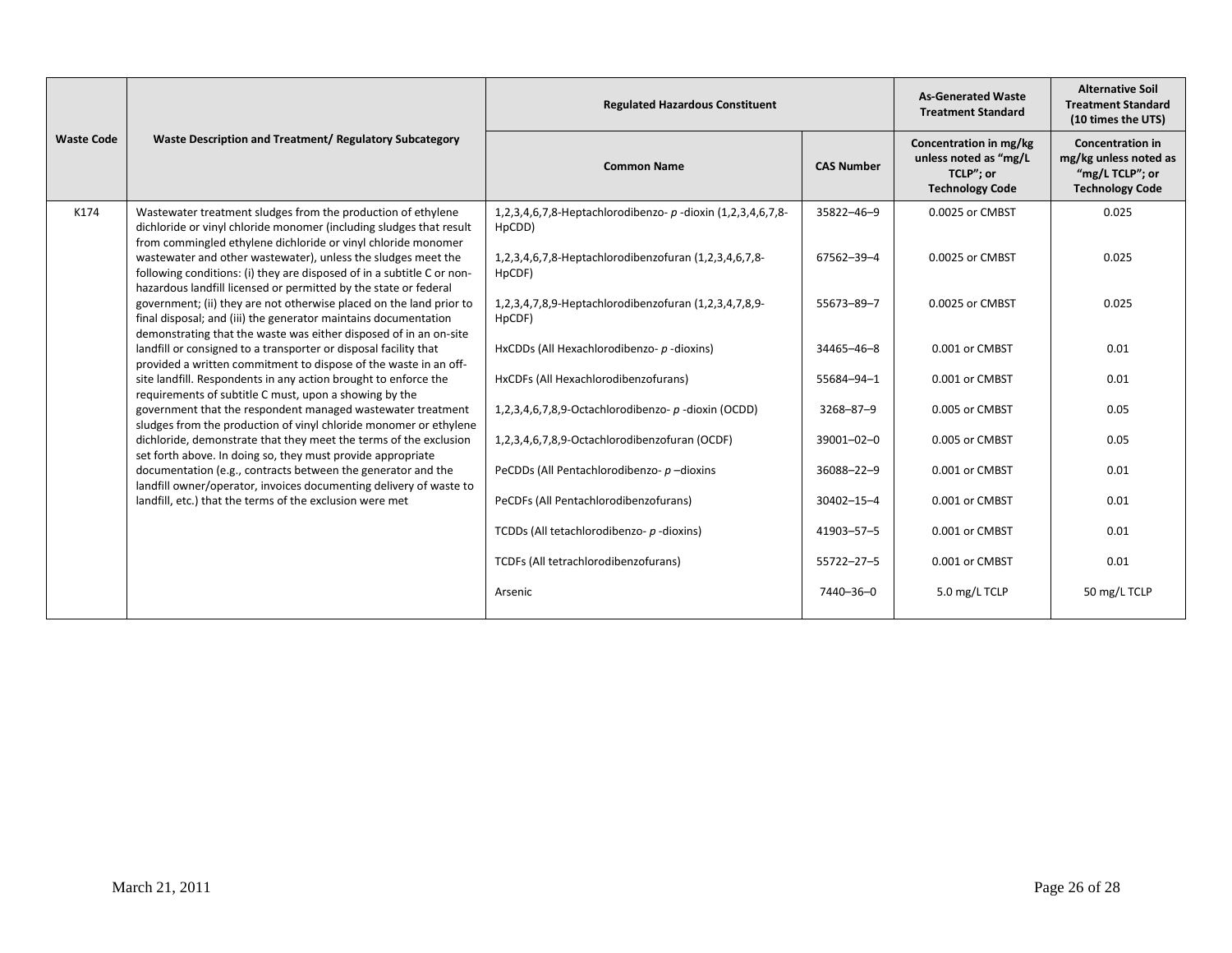| Waste Code | Waste Description and Treatment/ Regulatory Subcategory | Regulated Hazardous Constituent | | As-Generated Waste Treatment Standard | Alternative Soil Treatment Standard (10 times the UTS) |
|---|---|---|---|---|---|
| | | Common Name | CAS Number | Concentration in mg/kg unless noted as "mg/L TCLP"; or Technology Code | Concentration in mg/kg unless noted as "mg/L TCLP"; or Technology Code |
| K174 | Wastewater treatment sludges from the production of ethylene dichloride or vinyl chloride monomer (including sludges that result from commingled ethylene dichloride or vinyl chloride monomer wastewater and other wastewater), unless the sludges meet the following conditions: (i) they are disposed of in a subtitle C or non-hazardous landfill licensed or permitted by the state or federal government; (ii) they are not otherwise placed on the land prior to final disposal; and (iii) the generator maintains documentation demonstrating that the waste was either disposed of in an on-site landfill or consigned to a transporter or disposal facility that provided a written commitment to dispose of the waste in an off-site landfill. Respondents in any action brought to enforce the requirements of subtitle C must, upon a showing by the government that the respondent managed wastewater treatment sludges from the production of vinyl chloride monomer or ethylene dichloride, demonstrate that they meet the terms of the exclusion set forth above. In doing so, they must provide appropriate documentation (e.g., contracts between the generator and the landfill owner/operator, invoices documenting delivery of waste to landfill, etc.) that the terms of the exclusion were met | 1,2,3,4,6,7,8-Heptachlorodibenzo- *p* -dioxin (1,2,3,4,6,7,8-HpCDD) | 35822–46–9 | 0.0025 or CMBST | 0.025 |
| | | 1,2,3,4,6,7,8-Heptachlorodibenzofuran (1,2,3,4,6,7,8-HpCDF) | 67562–39–4 | 0.0025 or CMBST | 0.025 |
| | | 1,2,3,4,7,8,9-Heptachlorodibenzofuran (1,2,3,4,7,8,9-HpCDF) | 55673–89–7 | 0.0025 or CMBST | 0.025 |
| | | HxCDDs (All Hexachlorodibenzo- *p* -dioxins) | 34465–46–8 | 0.001 or CMBST | 0.01 |
| | | HxCDFs (All Hexachlorodibenzofurans) | 55684–94–1 | 0.001 or CMBST | 0.01 |
| | | 1,2,3,4,6,7,8,9-Octachlorodibenzo- *p* -dioxin (OCDD) | 3268–87–9 | 0.005 or CMBST | 0.05 |
| | | 1,2,3,4,6,7,8,9-Octachlorodibenzofuran (OCDF) | 39001–02–0 | 0.005 or CMBST | 0.05 |
| | | PeCDDs (All Pentachlorodibenzo- *p* –dioxins | 36088–22–9 | 0.001 or CMBST | 0.01 |
| | | PeCDFs (All Pentachlorodibenzofurans) | 30402–15–4 | 0.001 or CMBST | 0.01 |
| | | TCDDs (All tetachlorodibenzo- *p* -dioxins) | 41903–57–5 | 0.001 or CMBST | 0.01 |
| | | TCDFs (All tetrachlorodibenzofurans) | 55722–27–5 | 0.001 or CMBST | 0.01 |
| | | Arsenic | 7440–36–0 | 5.0 mg/L TCLP | 50 mg/L TCLP |

March 21, 2011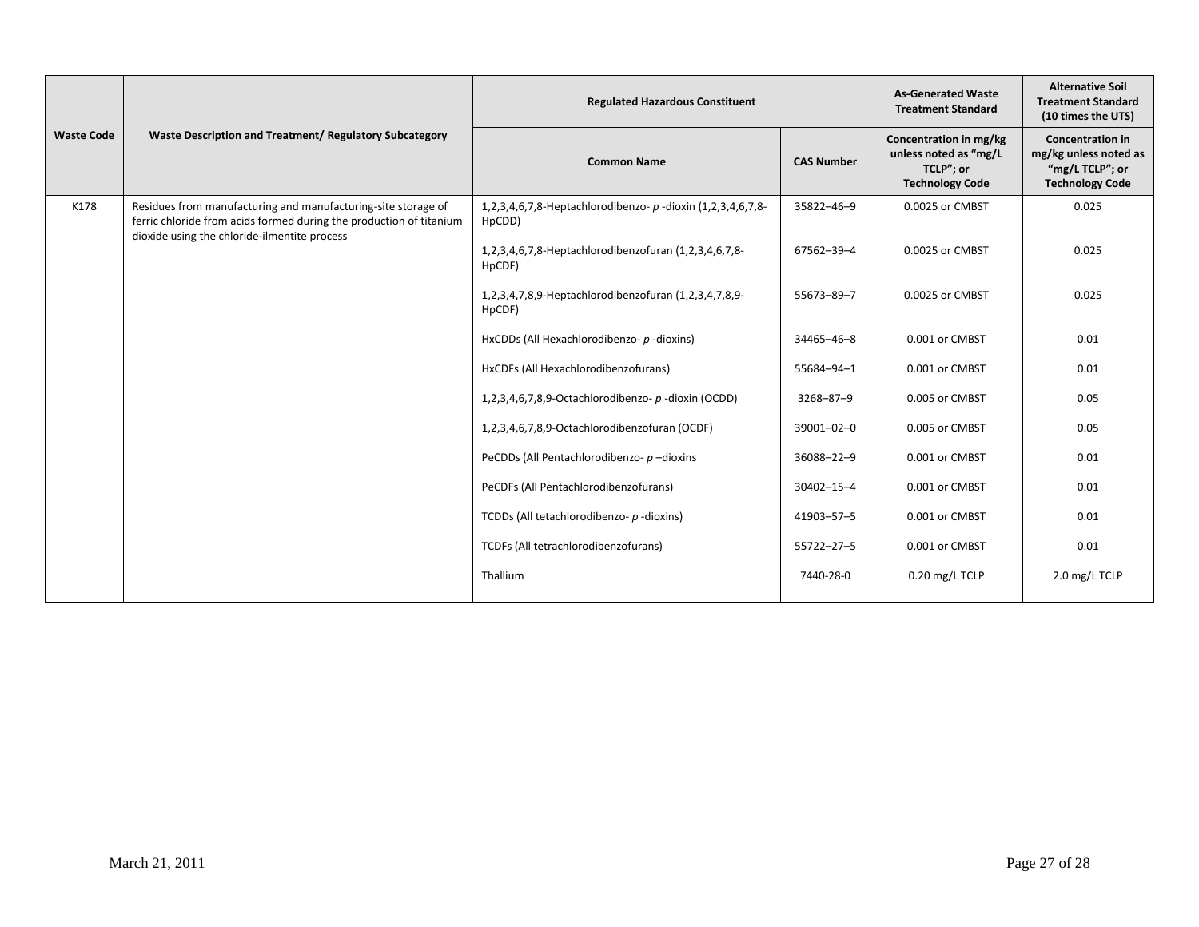| Waste Code | Waste Description and Treatment/ Regulatory Subcategory | Regulated Hazardous Constituent | | As-Generated Waste Treatment Standard | Alternative Soil Treatment Standard (10 times the UTS) |
|---|---|---|---|---|---|
| | | Common Name | CAS Number | Concentration in mg/kg unless noted as "mg/L TCLP"; or Technology Code | Concentration in mg/kg unless noted as "mg/L TCLP"; or Technology Code |
| K178 | Residues from manufacturing and manufacturing-site storage of ferric chloride from acids formed during the production of titanium dioxide using the chloride-ilmentite process | 1,2,3,4,6,7,8-Heptachlorodibenzo- *p* -dioxin (1,2,3,4,6,7,8-HpCDD) | 35822–46–9 | 0.0025 or CMBST | 0.025 |
| | | 1,2,3,4,6,7,8-Heptachlorodibenzofuran (1,2,3,4,6,7,8-HpCDF) | 67562–39–4 | 0.0025 or CMBST | 0.025 |
| | | 1,2,3,4,7,8,9-Heptachlorodibenzofuran (1,2,3,4,7,8,9-HpCDF) | 55673–89–7 | 0.0025 or CMBST | 0.025 |
| | | HxCDDs (All Hexachlorodibenzo- *p* -dioxins) | 34465–46–8 | 0.001 or CMBST | 0.01 |
| | | HxCDFs (All Hexachlorodibenzofurans) | 55684–94–1 | 0.001 or CMBST | 0.01 |
| | | 1,2,3,4,6,7,8,9-Octachlorodibenzo- *p* -dioxin (OCDD) | 3268–87–9 | 0.005 or CMBST | 0.05 |
| | | 1,2,3,4,6,7,8,9-Octachlorodibenzofuran (OCDF) | 39001–02–0 | 0.005 or CMBST | 0.05 |
| | | PeCDDs (All Pentachlorodibenzo- *p* –dioxins | 36088–22–9 | 0.001 or CMBST | 0.01 |
| | | PeCDFs (All Pentachlorodibenzofurans) | 30402–15–4 | 0.001 or CMBST | 0.01 |
| | | TCDDs (All tetachlorodibenzo- *p* -dioxins) | 41903–57–5 | 0.001 or CMBST | 0.01 |
| | | TCDFs (All tetrachlorodibenzofurans) | 55722–27–5 | 0.001 or CMBST | 0.01 |
| | | Thallium | 7440-28-0 | 0.20 mg/L TCLP | 2.0 mg/L TCLP |

March 21, 2011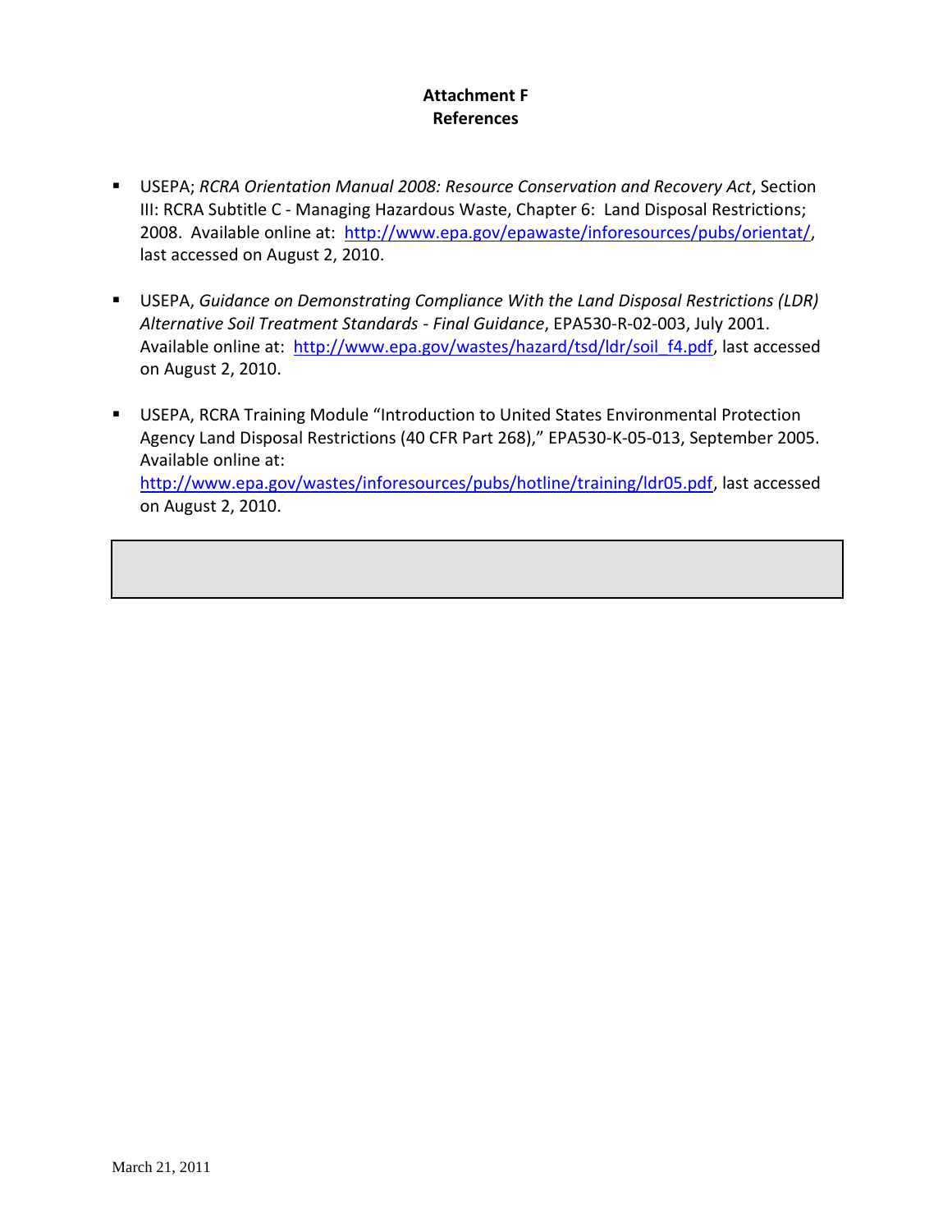**Attachment F**
**References**

- USEPA; *RCRA Orientation Manual 2008: Resource Conservation and Recovery Act*, Section III: RCRA Subtitle C - Managing Hazardous Waste, Chapter 6: Land Disposal Restrictions; 2008. Available online at: http://www.epa.gov/epawaste/inforesources/pubs/orientat/, last accessed on August 2, 2010.

- USEPA, *Guidance on Demonstrating Compliance With the Land Disposal Restrictions (LDR) Alternative Soil Treatment Standards - Final Guidance*, EPA530-R-02-003, July 2001. Available online at: http://www.epa.gov/wastes/hazard/tsd/ldr/soil_f4.pdf, last accessed on August 2, 2010.

- USEPA, RCRA Training Module "Introduction to United States Environmental Protection Agency Land Disposal Restrictions (40 CFR Part 268)," EPA530-K-05-013, September 2005. Available online at: http://www.epa.gov/wastes/inforesources/pubs/hotline/training/ldr05.pdf, last accessed on August 2, 2010.

March 21, 2011